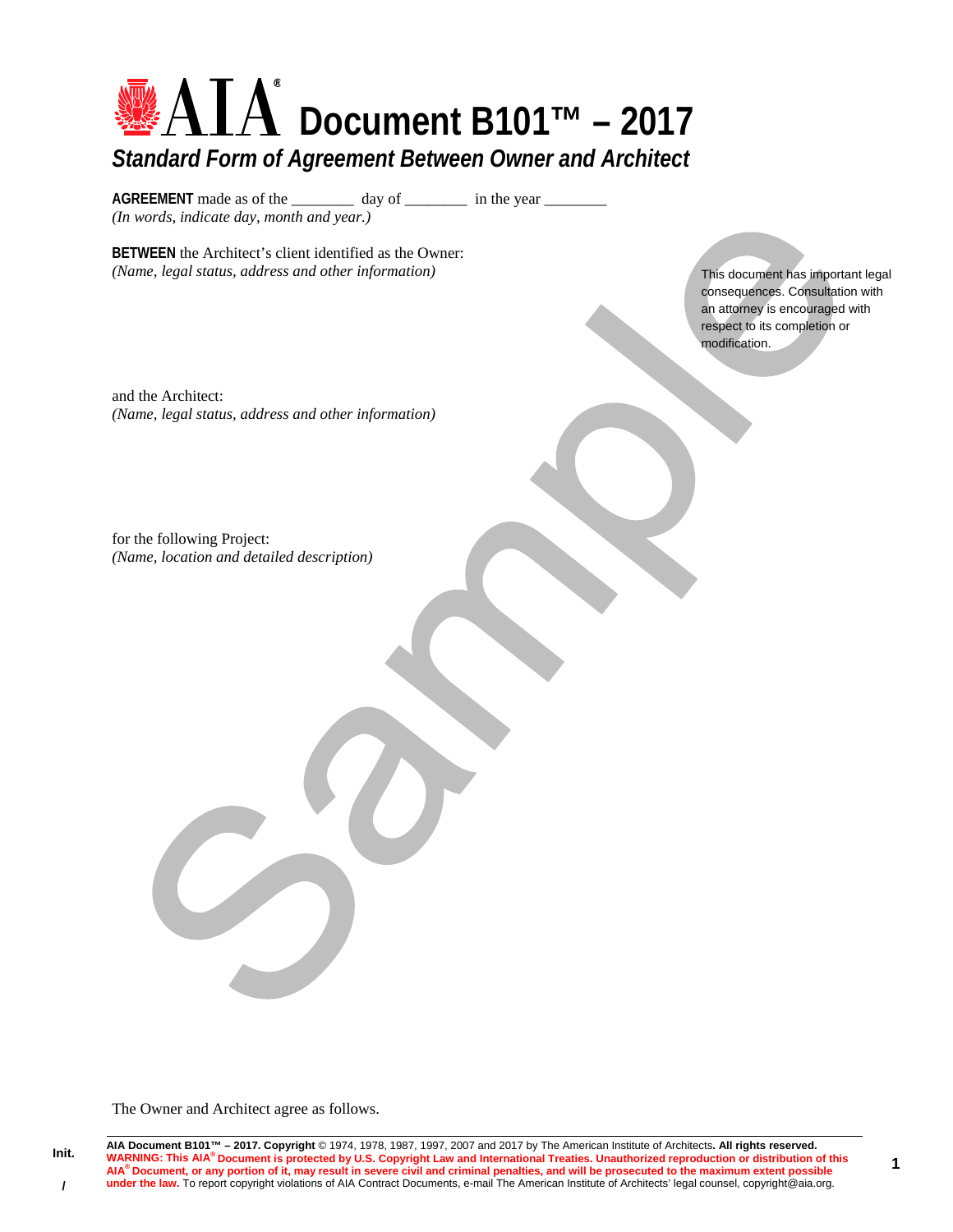# AIA® Document B101™ – 2017

## *Standard Form of Agreement Between Owner and Architect*

**AGREEMENT** made as of the ________ day of ________ in the year ________
*(In words, indicate day, month and year.)*

**BETWEEN** the Architect's client identified as the Owner:
*(Name, legal status, address and other information)*

This document has important legal consequences. Consultation with an attorney is encouraged with respect to its completion or modification.

and the Architect:
*(Name, legal status, address and other information)*

for the following Project:
*(Name, location and detailed description)*

The Owner and Architect agree as follows.

**AIA Document B101™ – 2017. Copyright** © 1974, 1978, 1987, 1997, 2007 and 2017 by The American Institute of Architects**. All rights reserved.** **WARNING: This AIA® Document is protected by U.S. Copyright Law and International Treaties. Unauthorized reproduction or distribution of this AIA® Document, or any portion of it, may result in severe civil and criminal penalties, and will be prosecuted to the maximum extent possible under the law.** To report copyright violations of AIA Contract Documents, e-mail The American Institute of Architects' legal counsel, copyright@aia.org.

Init.

/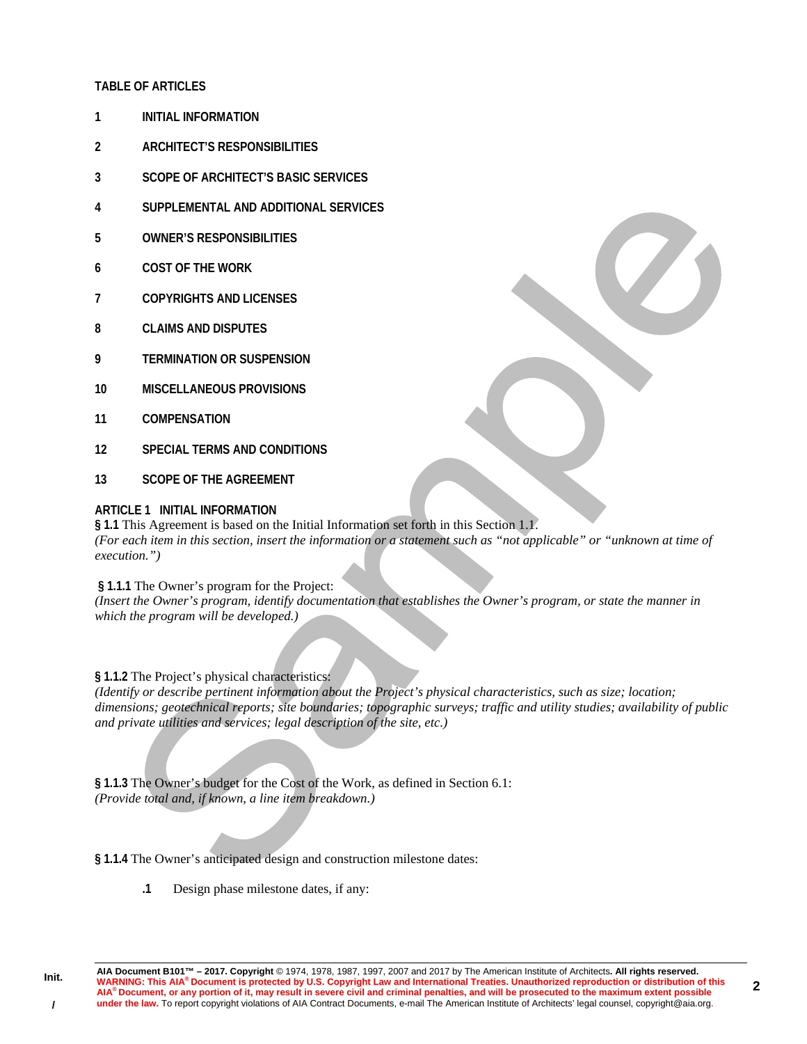**TABLE OF ARTICLES**

**1 INITIAL INFORMATION**

**2 ARCHITECT'S RESPONSIBILITIES**

**3 SCOPE OF ARCHITECT'S BASIC SERVICES**

**4 SUPPLEMENTAL AND ADDITIONAL SERVICES**

**5 OWNER'S RESPONSIBILITIES**

**6 COST OF THE WORK**

**7 COPYRIGHTS AND LICENSES**

**8 CLAIMS AND DISPUTES**

**9 TERMINATION OR SUSPENSION**

**10 MISCELLANEOUS PROVISIONS**

**11 COMPENSATION**

**12 SPECIAL TERMS AND CONDITIONS**

**13 SCOPE OF THE AGREEMENT**

**ARTICLE 1 INITIAL INFORMATION**

**§ 1.1** This Agreement is based on the Initial Information set forth in this Section 1.1.
*(For each item in this section, insert the information or a statement such as "not applicable" or "unknown at time of execution.")*

**§ 1.1.1** The Owner's program for the Project:
*(Insert the Owner's program, identify documentation that establishes the Owner's program, or state the manner in which the program will be developed.)*

**§ 1.1.2** The Project's physical characteristics:
*(Identify or describe pertinent information about the Project's physical characteristics, such as size; location; dimensions; geotechnical reports; site boundaries; topographic surveys; traffic and utility studies; availability of public and private utilities and services; legal description of the site, etc.)*

**§ 1.1.3** The Owner's budget for the Cost of the Work, as defined in Section 6.1:
*(Provide total and, if known, a line item breakdown.)*

**§ 1.1.4** The Owner's anticipated design and construction milestone dates:

**.1** Design phase milestone dates, if any: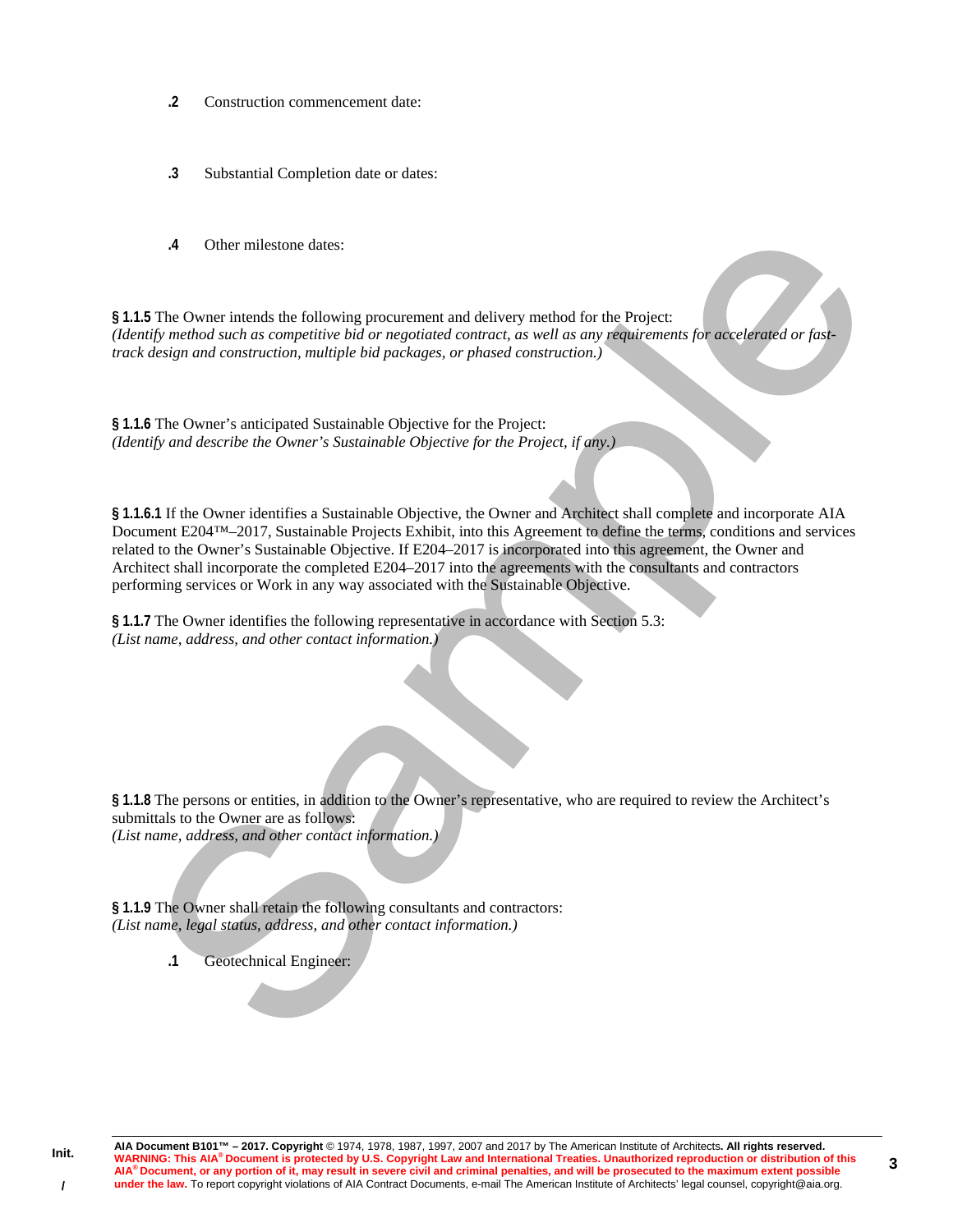**.2** Construction commencement date:

**.3** Substantial Completion date or dates:

**.4** Other milestone dates:

**§ 1.1.5** The Owner intends the following procurement and delivery method for the Project:
*(Identify method such as competitive bid or negotiated contract, as well as any requirements for accelerated or fast-track design and construction, multiple bid packages, or phased construction.)*

**§ 1.1.6** The Owner's anticipated Sustainable Objective for the Project:
*(Identify and describe the Owner's Sustainable Objective for the Project, if any.)*

**§ 1.1.6.1** If the Owner identifies a Sustainable Objective, the Owner and Architect shall complete and incorporate AIA Document E204™–2017, Sustainable Projects Exhibit, into this Agreement to define the terms, conditions and services related to the Owner's Sustainable Objective. If E204–2017 is incorporated into this agreement, the Owner and Architect shall incorporate the completed E204–2017 into the agreements with the consultants and contractors performing services or Work in any way associated with the Sustainable Objective.

**§ 1.1.7** The Owner identifies the following representative in accordance with Section 5.3:
*(List name, address, and other contact information.)*

**§ 1.1.8** The persons or entities, in addition to the Owner's representative, who are required to review the Architect's submittals to the Owner are as follows:
*(List name, address, and other contact information.)*

**§ 1.1.9** The Owner shall retain the following consultants and contractors:
*(List name, legal status, address, and other contact information.)*

**.1** Geotechnical Engineer: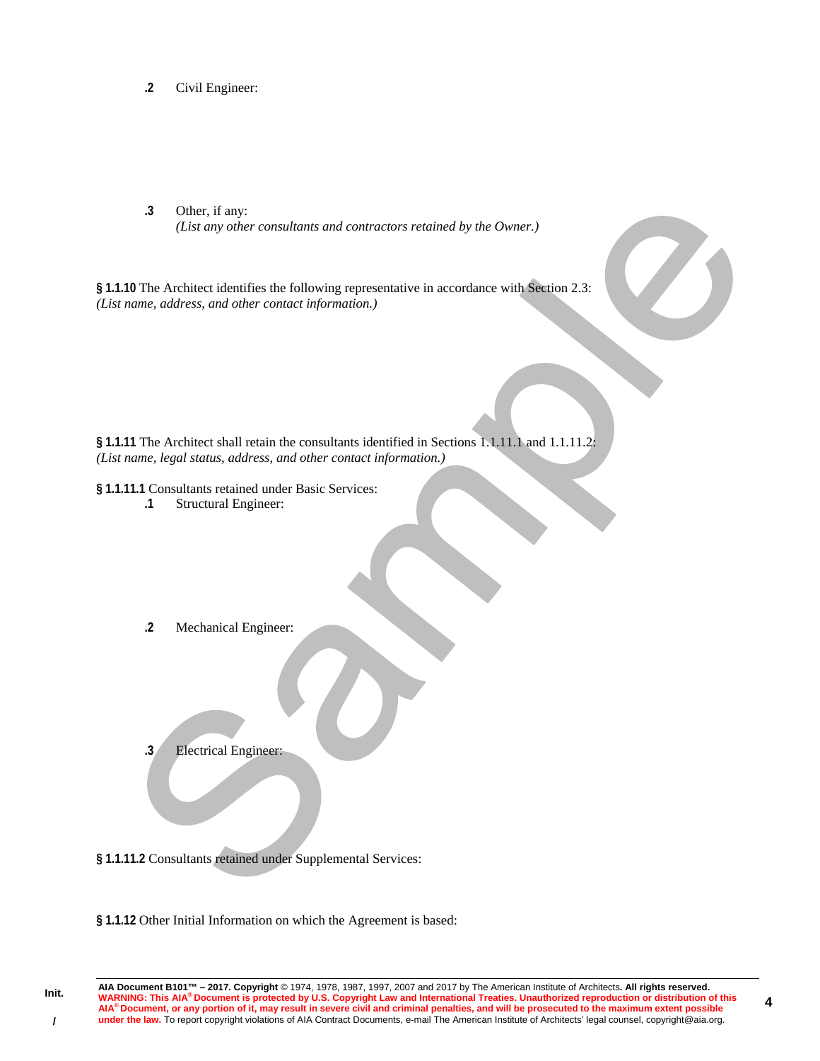**.2** Civil Engineer:

**.3** Other, if any:
*(List any other consultants and contractors retained by the Owner.)*

**§ 1.1.10** The Architect identifies the following representative in accordance with Section 2.3:
*(List name, address, and other contact information.)*

**§ 1.1.11** The Architect shall retain the consultants identified in Sections 1.1.11.1 and 1.1.11.2:
*(List name, legal status, address, and other contact information.)*

**§ 1.1.11.1** Consultants retained under Basic Services:

**.1** Structural Engineer:

**.2** Mechanical Engineer:

**.3** Electrical Engineer:

**§ 1.1.11.2** Consultants retained under Supplemental Services:

**§ 1.1.12** Other Initial Information on which the Agreement is based: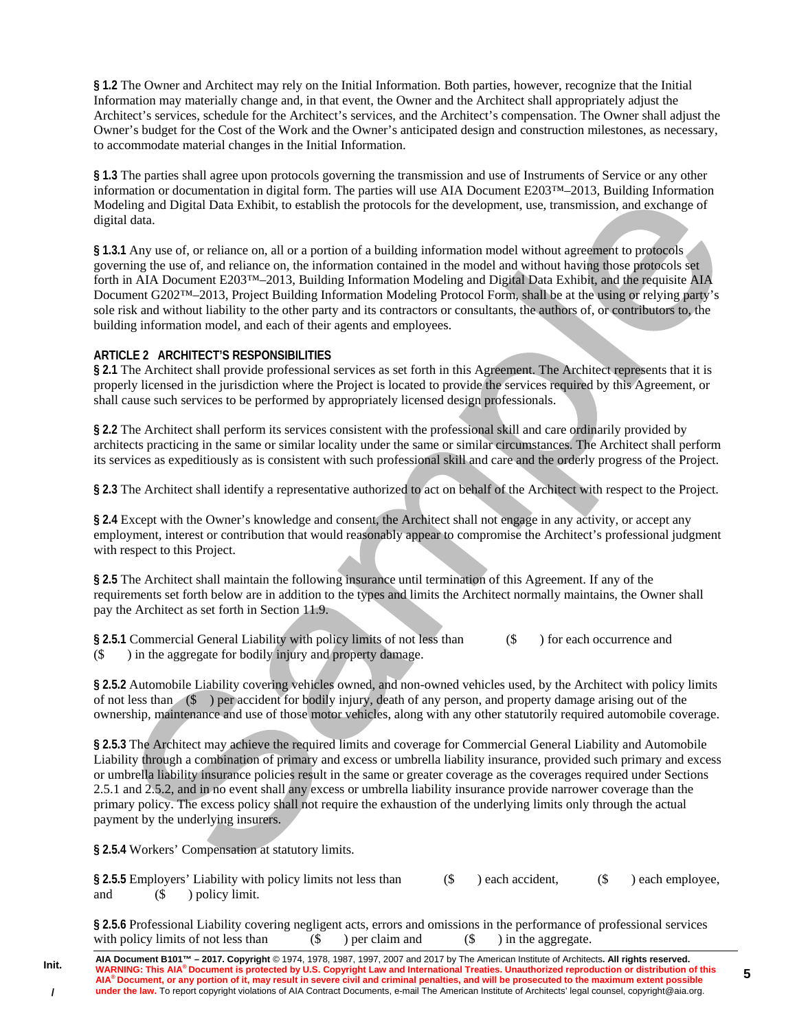**§ 1.2** The Owner and Architect may rely on the Initial Information. Both parties, however, recognize that the Initial Information may materially change and, in that event, the Owner and the Architect shall appropriately adjust the Architect's services, schedule for the Architect's services, and the Architect's compensation. The Owner shall adjust the Owner's budget for the Cost of the Work and the Owner's anticipated design and construction milestones, as necessary, to accommodate material changes in the Initial Information.

**§ 1.3** The parties shall agree upon protocols governing the transmission and use of Instruments of Service or any other information or documentation in digital form. The parties will use AIA Document E203™–2013, Building Information Modeling and Digital Data Exhibit, to establish the protocols for the development, use, transmission, and exchange of digital data.

**§ 1.3.1** Any use of, or reliance on, all or a portion of a building information model without agreement to protocols governing the use of, and reliance on, the information contained in the model and without having those protocols set forth in AIA Document E203™–2013, Building Information Modeling and Digital Data Exhibit, and the requisite AIA Document G202™–2013, Project Building Information Modeling Protocol Form, shall be at the using or relying party's sole risk and without liability to the other party and its contractors or consultants, the authors of, or contributors to, the building information model, and each of their agents and employees.

## ARTICLE 2 ARCHITECT'S RESPONSIBILITIES

**§ 2.1** The Architect shall provide professional services as set forth in this Agreement. The Architect represents that it is properly licensed in the jurisdiction where the Project is located to provide the services required by this Agreement, or shall cause such services to be performed by appropriately licensed design professionals.

**§ 2.2** The Architect shall perform its services consistent with the professional skill and care ordinarily provided by architects practicing in the same or similar locality under the same or similar circumstances. The Architect shall perform its services as expeditiously as is consistent with such professional skill and care and the orderly progress of the Project.

**§ 2.3** The Architect shall identify a representative authorized to act on behalf of the Architect with respect to the Project.

**§ 2.4** Except with the Owner's knowledge and consent, the Architect shall not engage in any activity, or accept any employment, interest or contribution that would reasonably appear to compromise the Architect's professional judgment with respect to this Project.

**§ 2.5** The Architect shall maintain the following insurance until termination of this Agreement. If any of the requirements set forth below are in addition to the types and limits the Architect normally maintains, the Owner shall pay the Architect as set forth in Section 11.9.

**§ 2.5.1** Commercial General Liability with policy limits of not less than ($ ) for each occurrence and ($ ) in the aggregate for bodily injury and property damage.

**§ 2.5.2** Automobile Liability covering vehicles owned, and non-owned vehicles used, by the Architect with policy limits of not less than ($ ) per accident for bodily injury, death of any person, and property damage arising out of the ownership, maintenance and use of those motor vehicles, along with any other statutorily required automobile coverage.

**§ 2.5.3** The Architect may achieve the required limits and coverage for Commercial General Liability and Automobile Liability through a combination of primary and excess or umbrella liability insurance, provided such primary and excess or umbrella liability insurance policies result in the same or greater coverage as the coverages required under Sections 2.5.1 and 2.5.2, and in no event shall any excess or umbrella liability insurance provide narrower coverage than the primary policy. The excess policy shall not require the exhaustion of the underlying limits only through the actual payment by the underlying insurers.

**§ 2.5.4** Workers' Compensation at statutory limits.

**§ 2.5.5** Employers' Liability with policy limits not less than ($ ) each accident, ($ ) each employee, and ($ ) policy limit.

**§ 2.5.6** Professional Liability covering negligent acts, errors and omissions in the performance of professional services with policy limits of not less than ($ ) per claim and ($ ) in the aggregate.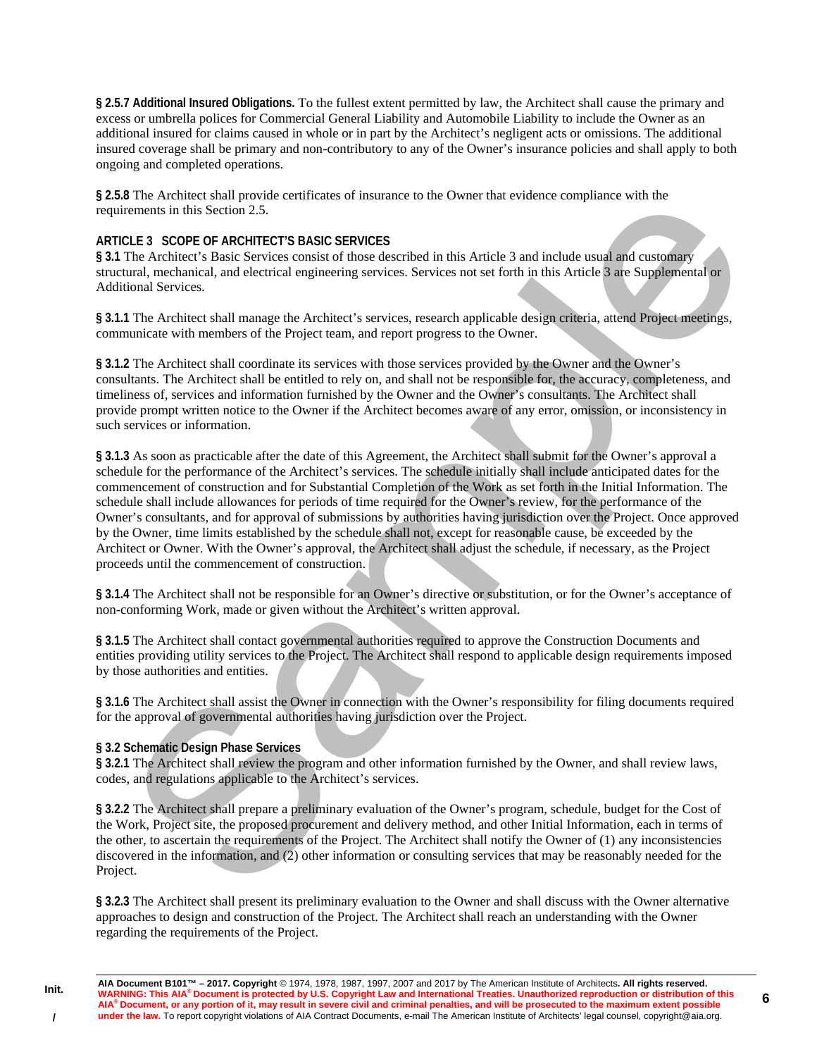**§ 2.5.7 Additional Insured Obligations.** To the fullest extent permitted by law, the Architect shall cause the primary and excess or umbrella polices for Commercial General Liability and Automobile Liability to include the Owner as an additional insured for claims caused in whole or in part by the Architect's negligent acts or omissions. The additional insured coverage shall be primary and non-contributory to any of the Owner's insurance policies and shall apply to both ongoing and completed operations.

**§ 2.5.8** The Architect shall provide certificates of insurance to the Owner that evidence compliance with the requirements in this Section 2.5.

## ARTICLE 3 SCOPE OF ARCHITECT'S BASIC SERVICES

**§ 3.1** The Architect's Basic Services consist of those described in this Article 3 and include usual and customary structural, mechanical, and electrical engineering services. Services not set forth in this Article 3 are Supplemental or Additional Services.

**§ 3.1.1** The Architect shall manage the Architect's services, research applicable design criteria, attend Project meetings, communicate with members of the Project team, and report progress to the Owner.

**§ 3.1.2** The Architect shall coordinate its services with those services provided by the Owner and the Owner's consultants. The Architect shall be entitled to rely on, and shall not be responsible for, the accuracy, completeness, and timeliness of, services and information furnished by the Owner and the Owner's consultants. The Architect shall provide prompt written notice to the Owner if the Architect becomes aware of any error, omission, or inconsistency in such services or information.

**§ 3.1.3** As soon as practicable after the date of this Agreement, the Architect shall submit for the Owner's approval a schedule for the performance of the Architect's services. The schedule initially shall include anticipated dates for the commencement of construction and for Substantial Completion of the Work as set forth in the Initial Information. The schedule shall include allowances for periods of time required for the Owner's review, for the performance of the Owner's consultants, and for approval of submissions by authorities having jurisdiction over the Project. Once approved by the Owner, time limits established by the schedule shall not, except for reasonable cause, be exceeded by the Architect or Owner. With the Owner's approval, the Architect shall adjust the schedule, if necessary, as the Project proceeds until the commencement of construction.

**§ 3.1.4** The Architect shall not be responsible for an Owner's directive or substitution, or for the Owner's acceptance of non-conforming Work, made or given without the Architect's written approval.

**§ 3.1.5** The Architect shall contact governmental authorities required to approve the Construction Documents and entities providing utility services to the Project. The Architect shall respond to applicable design requirements imposed by those authorities and entities.

**§ 3.1.6** The Architect shall assist the Owner in connection with the Owner's responsibility for filing documents required for the approval of governmental authorities having jurisdiction over the Project.

### § 3.2 Schematic Design Phase Services

**§ 3.2.1** The Architect shall review the program and other information furnished by the Owner, and shall review laws, codes, and regulations applicable to the Architect's services.

**§ 3.2.2** The Architect shall prepare a preliminary evaluation of the Owner's program, schedule, budget for the Cost of the Work, Project site, the proposed procurement and delivery method, and other Initial Information, each in terms of the other, to ascertain the requirements of the Project. The Architect shall notify the Owner of (1) any inconsistencies discovered in the information, and (2) other information or consulting services that may be reasonably needed for the Project.

**§ 3.2.3** The Architect shall present its preliminary evaluation to the Owner and shall discuss with the Owner alternative approaches to design and construction of the Project. The Architect shall reach an understanding with the Owner regarding the requirements of the Project.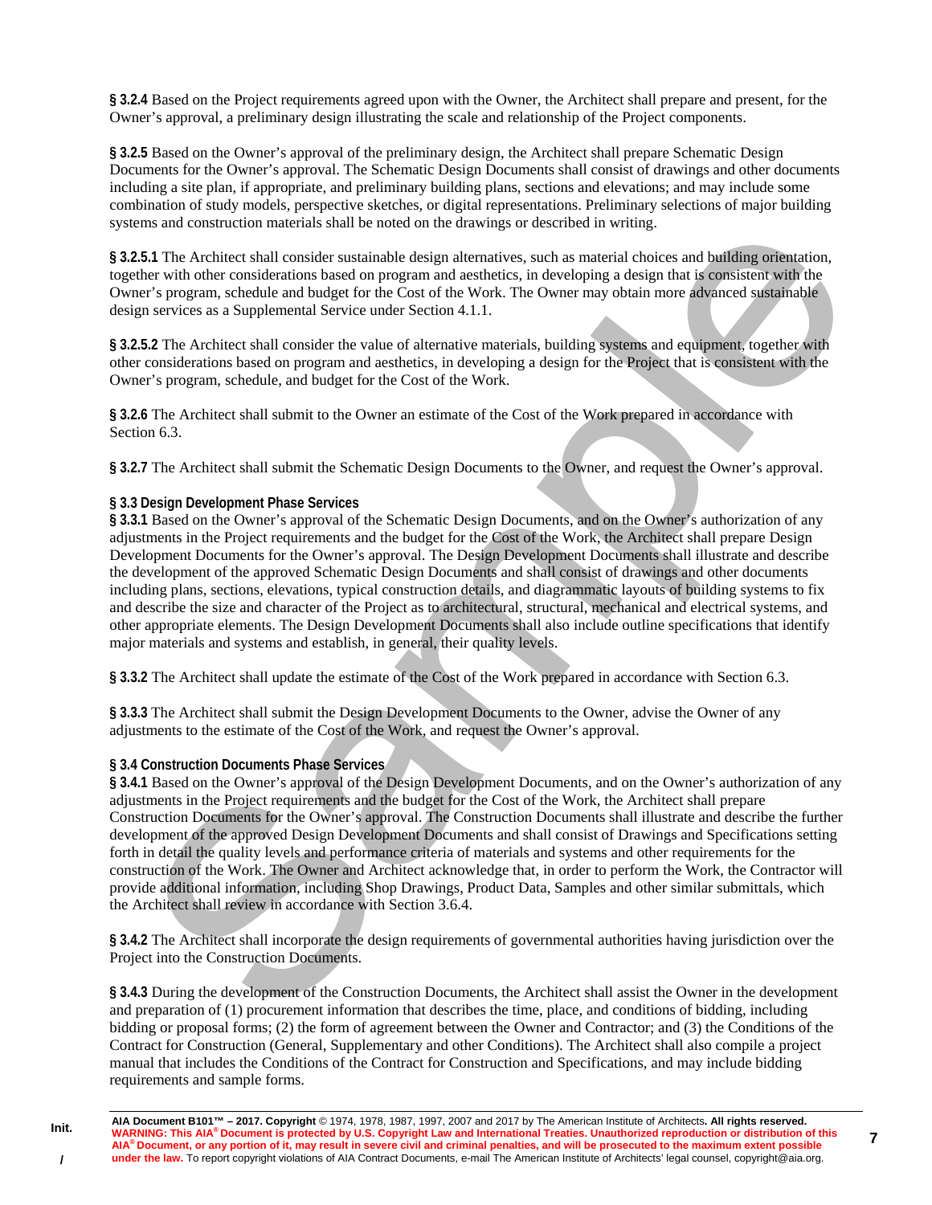**§ 3.2.4** Based on the Project requirements agreed upon with the Owner, the Architect shall prepare and present, for the Owner's approval, a preliminary design illustrating the scale and relationship of the Project components.

**§ 3.2.5** Based on the Owner's approval of the preliminary design, the Architect shall prepare Schematic Design Documents for the Owner's approval. The Schematic Design Documents shall consist of drawings and other documents including a site plan, if appropriate, and preliminary building plans, sections and elevations; and may include some combination of study models, perspective sketches, or digital representations. Preliminary selections of major building systems and construction materials shall be noted on the drawings or described in writing.

**§ 3.2.5.1** The Architect shall consider sustainable design alternatives, such as material choices and building orientation, together with other considerations based on program and aesthetics, in developing a design that is consistent with the Owner's program, schedule and budget for the Cost of the Work. The Owner may obtain more advanced sustainable design services as a Supplemental Service under Section 4.1.1.

**§ 3.2.5.2** The Architect shall consider the value of alternative materials, building systems and equipment, together with other considerations based on program and aesthetics, in developing a design for the Project that is consistent with the Owner's program, schedule, and budget for the Cost of the Work.

**§ 3.2.6** The Architect shall submit to the Owner an estimate of the Cost of the Work prepared in accordance with Section 6.3.

**§ 3.2.7** The Architect shall submit the Schematic Design Documents to the Owner, and request the Owner's approval.

**§ 3.3 Design Development Phase Services**

**§ 3.3.1** Based on the Owner's approval of the Schematic Design Documents, and on the Owner's authorization of any adjustments in the Project requirements and the budget for the Cost of the Work, the Architect shall prepare Design Development Documents for the Owner's approval. The Design Development Documents shall illustrate and describe the development of the approved Schematic Design Documents and shall consist of drawings and other documents including plans, sections, elevations, typical construction details, and diagrammatic layouts of building systems to fix and describe the size and character of the Project as to architectural, structural, mechanical and electrical systems, and other appropriate elements. The Design Development Documents shall also include outline specifications that identify major materials and systems and establish, in general, their quality levels.

**§ 3.3.2** The Architect shall update the estimate of the Cost of the Work prepared in accordance with Section 6.3.

**§ 3.3.3** The Architect shall submit the Design Development Documents to the Owner, advise the Owner of any adjustments to the estimate of the Cost of the Work, and request the Owner's approval.

**§ 3.4 Construction Documents Phase Services**

**§ 3.4.1** Based on the Owner's approval of the Design Development Documents, and on the Owner's authorization of any adjustments in the Project requirements and the budget for the Cost of the Work, the Architect shall prepare Construction Documents for the Owner's approval. The Construction Documents shall illustrate and describe the further development of the approved Design Development Documents and shall consist of Drawings and Specifications setting forth in detail the quality levels and performance criteria of materials and systems and other requirements for the construction of the Work. The Owner and Architect acknowledge that, in order to perform the Work, the Contractor will provide additional information, including Shop Drawings, Product Data, Samples and other similar submittals, which the Architect shall review in accordance with Section 3.6.4.

**§ 3.4.2** The Architect shall incorporate the design requirements of governmental authorities having jurisdiction over the Project into the Construction Documents.

**§ 3.4.3** During the development of the Construction Documents, the Architect shall assist the Owner in the development and preparation of (1) procurement information that describes the time, place, and conditions of bidding, including bidding or proposal forms; (2) the form of agreement between the Owner and Contractor; and (3) the Conditions of the Contract for Construction (General, Supplementary and other Conditions). The Architect shall also compile a project manual that includes the Conditions of the Contract for Construction and Specifications, and may include bidding requirements and sample forms.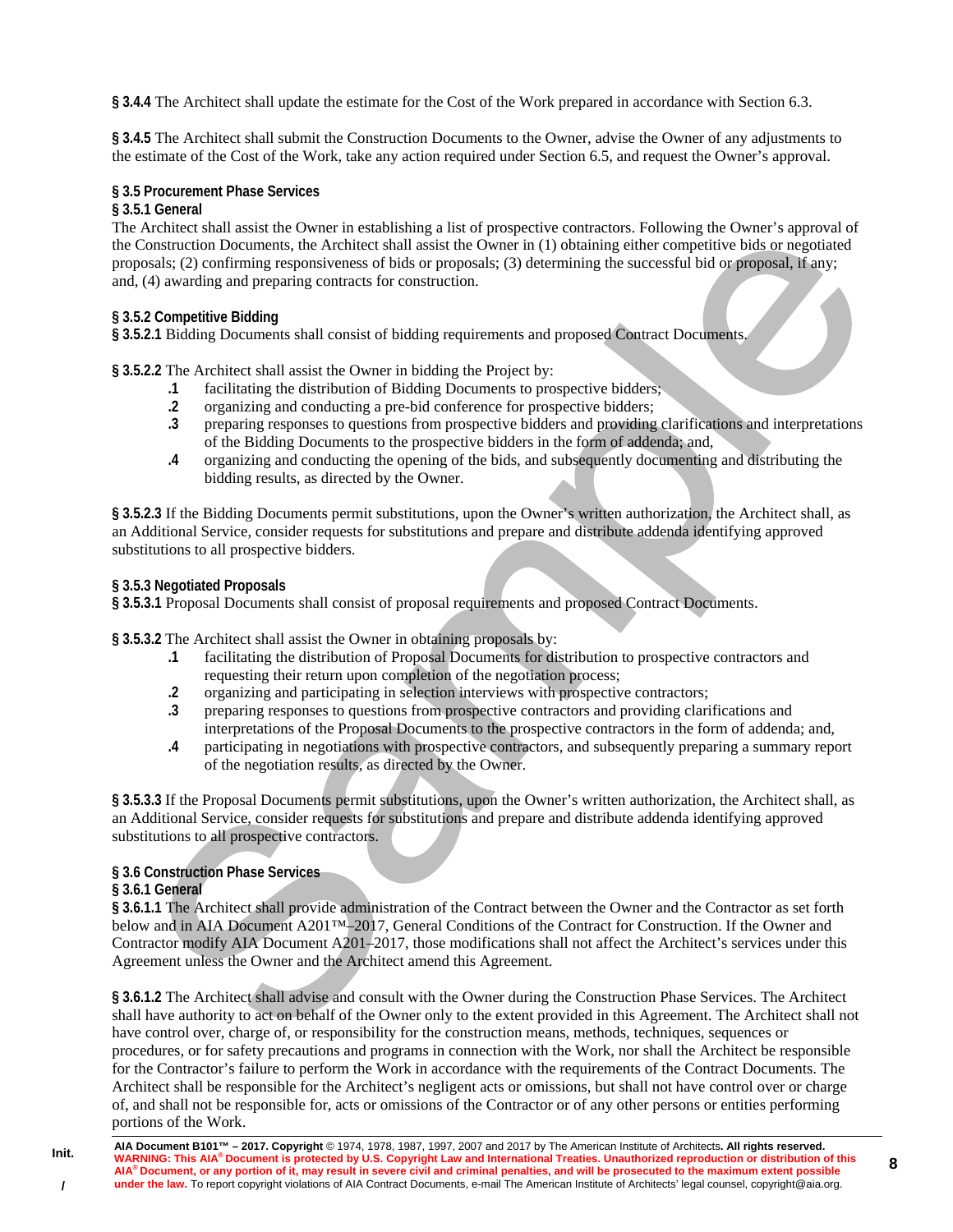**§ 3.4.4** The Architect shall update the estimate for the Cost of the Work prepared in accordance with Section 6.3.

**§ 3.4.5** The Architect shall submit the Construction Documents to the Owner, advise the Owner of any adjustments to the estimate of the Cost of the Work, take any action required under Section 6.5, and request the Owner's approval.

**§ 3.5 Procurement Phase Services**
**§ 3.5.1 General**
The Architect shall assist the Owner in establishing a list of prospective contractors. Following the Owner's approval of the Construction Documents, the Architect shall assist the Owner in (1) obtaining either competitive bids or negotiated proposals; (2) confirming responsiveness of bids or proposals; (3) determining the successful bid or proposal, if any; and, (4) awarding and preparing contracts for construction.

**§ 3.5.2 Competitive Bidding**
**§ 3.5.2.1** Bidding Documents shall consist of bidding requirements and proposed Contract Documents.

**§ 3.5.2.2** The Architect shall assist the Owner in bidding the Project by:

- **.1** facilitating the distribution of Bidding Documents to prospective bidders;
- **.2** organizing and conducting a pre-bid conference for prospective bidders;
- **.3** preparing responses to questions from prospective bidders and providing clarifications and interpretations of the Bidding Documents to the prospective bidders in the form of addenda; and,
- **.4** organizing and conducting the opening of the bids, and subsequently documenting and distributing the bidding results, as directed by the Owner.

**§ 3.5.2.3** If the Bidding Documents permit substitutions, upon the Owner's written authorization, the Architect shall, as an Additional Service, consider requests for substitutions and prepare and distribute addenda identifying approved substitutions to all prospective bidders.

**§ 3.5.3 Negotiated Proposals**
**§ 3.5.3.1** Proposal Documents shall consist of proposal requirements and proposed Contract Documents.

**§ 3.5.3.2** The Architect shall assist the Owner in obtaining proposals by:

- **.1** facilitating the distribution of Proposal Documents for distribution to prospective contractors and requesting their return upon completion of the negotiation process;
- **.2** organizing and participating in selection interviews with prospective contractors;
- **.3** preparing responses to questions from prospective contractors and providing clarifications and interpretations of the Proposal Documents to the prospective contractors in the form of addenda; and,
- **.4** participating in negotiations with prospective contractors, and subsequently preparing a summary report of the negotiation results, as directed by the Owner.

**§ 3.5.3.3** If the Proposal Documents permit substitutions, upon the Owner's written authorization, the Architect shall, as an Additional Service, consider requests for substitutions and prepare and distribute addenda identifying approved substitutions to all prospective contractors.

**§ 3.6 Construction Phase Services**
**§ 3.6.1 General**
**§ 3.6.1.1** The Architect shall provide administration of the Contract between the Owner and the Contractor as set forth below and in AIA Document A201™–2017, General Conditions of the Contract for Construction. If the Owner and Contractor modify AIA Document A201–2017, those modifications shall not affect the Architect's services under this Agreement unless the Owner and the Architect amend this Agreement.

**§ 3.6.1.2** The Architect shall advise and consult with the Owner during the Construction Phase Services. The Architect shall have authority to act on behalf of the Owner only to the extent provided in this Agreement. The Architect shall not have control over, charge of, or responsibility for the construction means, methods, techniques, sequences or procedures, or for safety precautions and programs in connection with the Work, nor shall the Architect be responsible for the Contractor's failure to perform the Work in accordance with the requirements of the Contract Documents. The Architect shall be responsible for the Architect's negligent acts or omissions, but shall not have control over or charge of, and shall not be responsible for, acts or omissions of the Contractor or of any other persons or entities performing portions of the Work.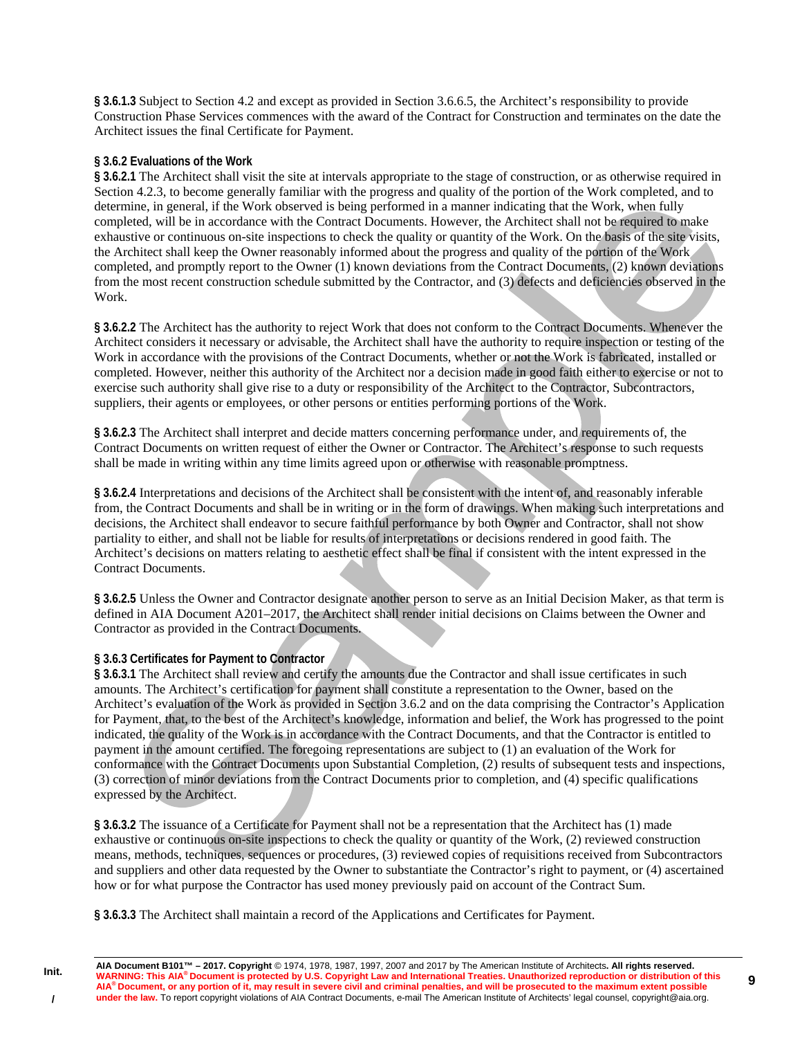**§ 3.6.1.3** Subject to Section 4.2 and except as provided in Section 3.6.6.5, the Architect's responsibility to provide Construction Phase Services commences with the award of the Contract for Construction and terminates on the date the Architect issues the final Certificate for Payment.

**§ 3.6.2 Evaluations of the Work**

**§ 3.6.2.1** The Architect shall visit the site at intervals appropriate to the stage of construction, or as otherwise required in Section 4.2.3, to become generally familiar with the progress and quality of the portion of the Work completed, and to determine, in general, if the Work observed is being performed in a manner indicating that the Work, when fully completed, will be in accordance with the Contract Documents. However, the Architect shall not be required to make exhaustive or continuous on-site inspections to check the quality or quantity of the Work. On the basis of the site visits, the Architect shall keep the Owner reasonably informed about the progress and quality of the portion of the Work completed, and promptly report to the Owner (1) known deviations from the Contract Documents, (2) known deviations from the most recent construction schedule submitted by the Contractor, and (3) defects and deficiencies observed in the Work.

**§ 3.6.2.2** The Architect has the authority to reject Work that does not conform to the Contract Documents. Whenever the Architect considers it necessary or advisable, the Architect shall have the authority to require inspection or testing of the Work in accordance with the provisions of the Contract Documents, whether or not the Work is fabricated, installed or completed. However, neither this authority of the Architect nor a decision made in good faith either to exercise or not to exercise such authority shall give rise to a duty or responsibility of the Architect to the Contractor, Subcontractors, suppliers, their agents or employees, or other persons or entities performing portions of the Work.

**§ 3.6.2.3** The Architect shall interpret and decide matters concerning performance under, and requirements of, the Contract Documents on written request of either the Owner or Contractor. The Architect's response to such requests shall be made in writing within any time limits agreed upon or otherwise with reasonable promptness.

**§ 3.6.2.4** Interpretations and decisions of the Architect shall be consistent with the intent of, and reasonably inferable from, the Contract Documents and shall be in writing or in the form of drawings. When making such interpretations and decisions, the Architect shall endeavor to secure faithful performance by both Owner and Contractor, shall not show partiality to either, and shall not be liable for results of interpretations or decisions rendered in good faith. The Architect's decisions on matters relating to aesthetic effect shall be final if consistent with the intent expressed in the Contract Documents.

**§ 3.6.2.5** Unless the Owner and Contractor designate another person to serve as an Initial Decision Maker, as that term is defined in AIA Document A201–2017, the Architect shall render initial decisions on Claims between the Owner and Contractor as provided in the Contract Documents.

**§ 3.6.3 Certificates for Payment to Contractor**

**§ 3.6.3.1** The Architect shall review and certify the amounts due the Contractor and shall issue certificates in such amounts. The Architect's certification for payment shall constitute a representation to the Owner, based on the Architect's evaluation of the Work as provided in Section 3.6.2 and on the data comprising the Contractor's Application for Payment, that, to the best of the Architect's knowledge, information and belief, the Work has progressed to the point indicated, the quality of the Work is in accordance with the Contract Documents, and that the Contractor is entitled to payment in the amount certified. The foregoing representations are subject to (1) an evaluation of the Work for conformance with the Contract Documents upon Substantial Completion, (2) results of subsequent tests and inspections, (3) correction of minor deviations from the Contract Documents prior to completion, and (4) specific qualifications expressed by the Architect.

**§ 3.6.3.2** The issuance of a Certificate for Payment shall not be a representation that the Architect has (1) made exhaustive or continuous on-site inspections to check the quality or quantity of the Work, (2) reviewed construction means, methods, techniques, sequences or procedures, (3) reviewed copies of requisitions received from Subcontractors and suppliers and other data requested by the Owner to substantiate the Contractor's right to payment, or (4) ascertained how or for what purpose the Contractor has used money previously paid on account of the Contract Sum.

**§ 3.6.3.3** The Architect shall maintain a record of the Applications and Certificates for Payment.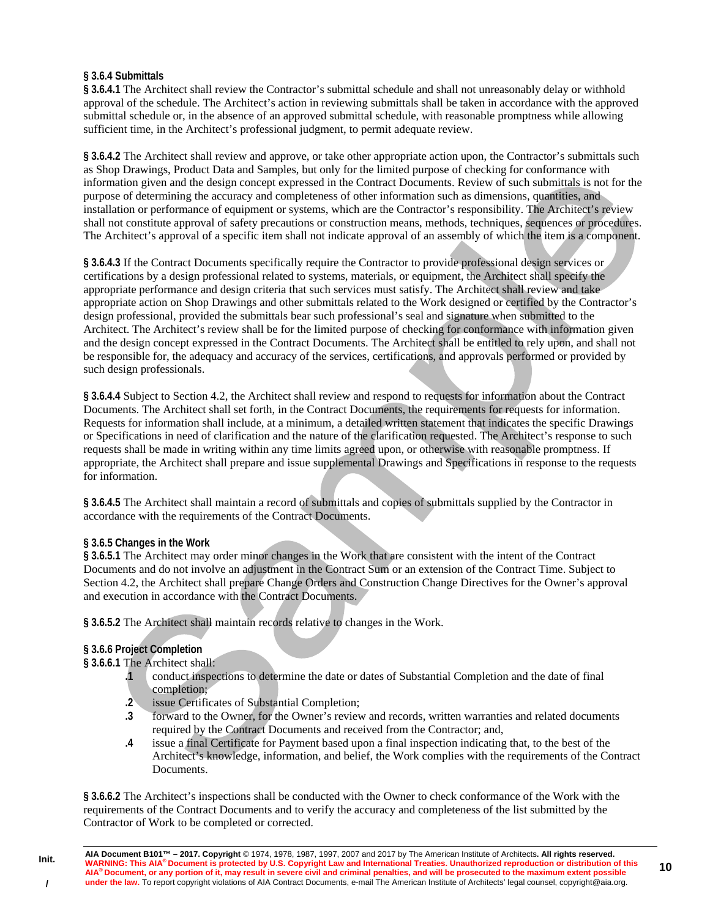**§ 3.6.4 Submittals**

**§ 3.6.4.1** The Architect shall review the Contractor's submittal schedule and shall not unreasonably delay or withhold approval of the schedule. The Architect's action in reviewing submittals shall be taken in accordance with the approved submittal schedule or, in the absence of an approved submittal schedule, with reasonable promptness while allowing sufficient time, in the Architect's professional judgment, to permit adequate review.

**§ 3.6.4.2** The Architect shall review and approve, or take other appropriate action upon, the Contractor's submittals such as Shop Drawings, Product Data and Samples, but only for the limited purpose of checking for conformance with information given and the design concept expressed in the Contract Documents. Review of such submittals is not for the purpose of determining the accuracy and completeness of other information such as dimensions, quantities, and installation or performance of equipment or systems, which are the Contractor's responsibility. The Architect's review shall not constitute approval of safety precautions or construction means, methods, techniques, sequences or procedures. The Architect's approval of a specific item shall not indicate approval of an assembly of which the item is a component.

**§ 3.6.4.3** If the Contract Documents specifically require the Contractor to provide professional design services or certifications by a design professional related to systems, materials, or equipment, the Architect shall specify the appropriate performance and design criteria that such services must satisfy. The Architect shall review and take appropriate action on Shop Drawings and other submittals related to the Work designed or certified by the Contractor's design professional, provided the submittals bear such professional's seal and signature when submitted to the Architect. The Architect's review shall be for the limited purpose of checking for conformance with information given and the design concept expressed in the Contract Documents. The Architect shall be entitled to rely upon, and shall not be responsible for, the adequacy and accuracy of the services, certifications, and approvals performed or provided by such design professionals.

**§ 3.6.4.4** Subject to Section 4.2, the Architect shall review and respond to requests for information about the Contract Documents. The Architect shall set forth, in the Contract Documents, the requirements for requests for information. Requests for information shall include, at a minimum, a detailed written statement that indicates the specific Drawings or Specifications in need of clarification and the nature of the clarification requested. The Architect's response to such requests shall be made in writing within any time limits agreed upon, or otherwise with reasonable promptness. If appropriate, the Architect shall prepare and issue supplemental Drawings and Specifications in response to the requests for information.

**§ 3.6.4.5** The Architect shall maintain a record of submittals and copies of submittals supplied by the Contractor in accordance with the requirements of the Contract Documents.

**§ 3.6.5 Changes in the Work**

**§ 3.6.5.1** The Architect may order minor changes in the Work that are consistent with the intent of the Contract Documents and do not involve an adjustment in the Contract Sum or an extension of the Contract Time. Subject to Section 4.2, the Architect shall prepare Change Orders and Construction Change Directives for the Owner's approval and execution in accordance with the Contract Documents.

**§ 3.6.5.2** The Architect shall maintain records relative to changes in the Work.

**§ 3.6.6 Project Completion**

**§ 3.6.6.1** The Architect shall:

- **.1** conduct inspections to determine the date or dates of Substantial Completion and the date of final completion;
- **.2** issue Certificates of Substantial Completion;
- **.3** forward to the Owner, for the Owner's review and records, written warranties and related documents required by the Contract Documents and received from the Contractor; and,
- **.4** issue a final Certificate for Payment based upon a final inspection indicating that, to the best of the Architect's knowledge, information, and belief, the Work complies with the requirements of the Contract Documents.

**§ 3.6.6.2** The Architect's inspections shall be conducted with the Owner to check conformance of the Work with the requirements of the Contract Documents and to verify the accuracy and completeness of the list submitted by the Contractor of Work to be completed or corrected.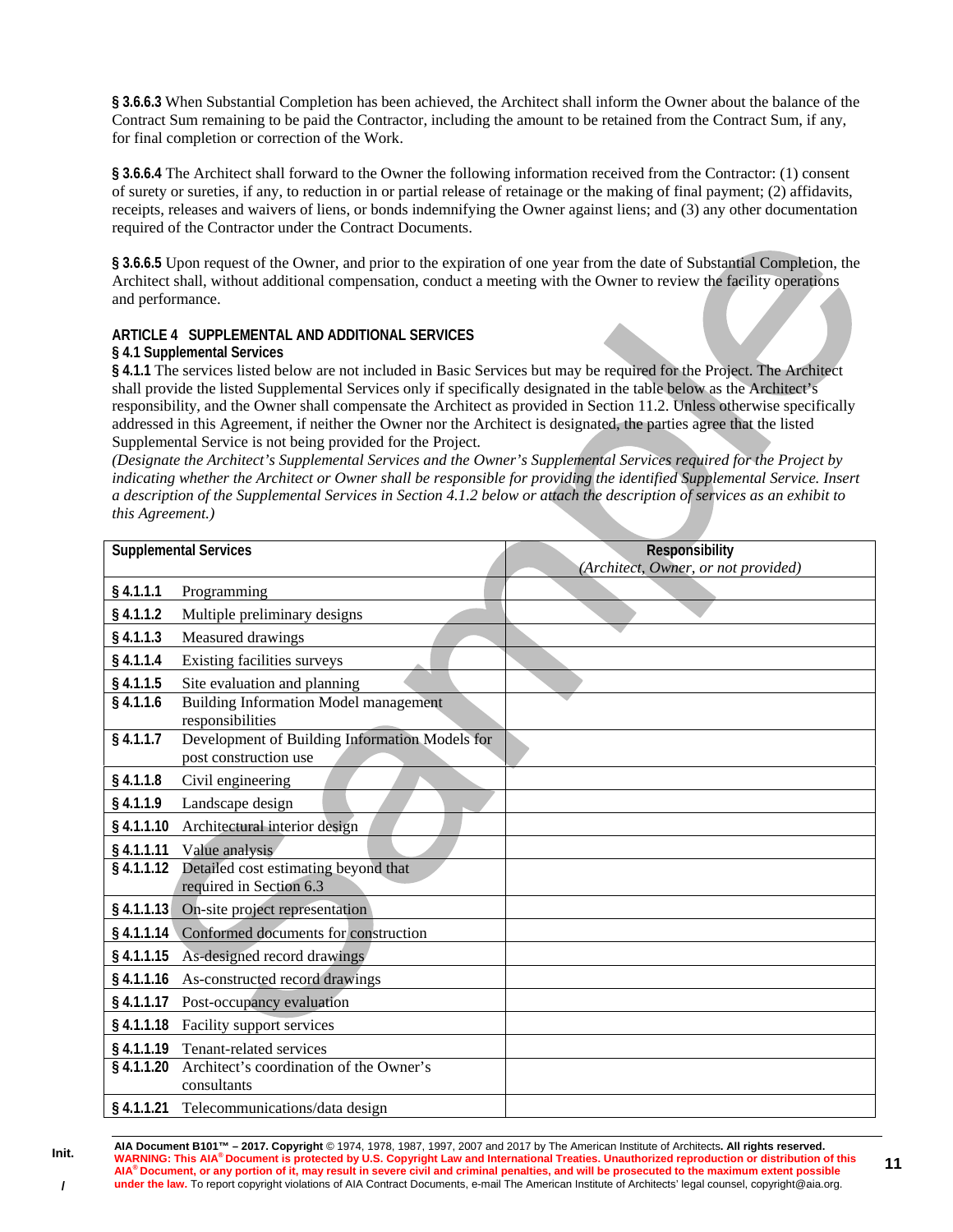**§ 3.6.6.3** When Substantial Completion has been achieved, the Architect shall inform the Owner about the balance of the Contract Sum remaining to be paid the Contractor, including the amount to be retained from the Contract Sum, if any, for final completion or correction of the Work.

**§ 3.6.6.4** The Architect shall forward to the Owner the following information received from the Contractor: (1) consent of surety or sureties, if any, to reduction in or partial release of retainage or the making of final payment; (2) affidavits, receipts, releases and waivers of liens, or bonds indemnifying the Owner against liens; and (3) any other documentation required of the Contractor under the Contract Documents.

**§ 3.6.6.5** Upon request of the Owner, and prior to the expiration of one year from the date of Substantial Completion, the Architect shall, without additional compensation, conduct a meeting with the Owner to review the facility operations and performance.

## ARTICLE 4 SUPPLEMENTAL AND ADDITIONAL SERVICES

### § 4.1 Supplemental Services

**§ 4.1.1** The services listed below are not included in Basic Services but may be required for the Project. The Architect shall provide the listed Supplemental Services only if specifically designated in the table below as the Architect's responsibility, and the Owner shall compensate the Architect as provided in Section 11.2. Unless otherwise specifically addressed in this Agreement, if neither the Owner nor the Architect is designated, the parties agree that the listed Supplemental Service is not being provided for the Project.

*(Designate the Architect's Supplemental Services and the Owner's Supplemental Services required for the Project by indicating whether the Architect or Owner shall be responsible for providing the identified Supplemental Service. Insert a description of the Supplemental Services in Section 4.1.2 below or attach the description of services as an exhibit to this Agreement.)*

| **Supplemental Services** | **Responsibility** *(Architect, Owner, or not provided)* |
|---|---|
| **§ 4.1.1.1** Programming | |
| **§ 4.1.1.2** Multiple preliminary designs | |
| **§ 4.1.1.3** Measured drawings | |
| **§ 4.1.1.4** Existing facilities surveys | |
| **§ 4.1.1.5** Site evaluation and planning | |
| **§ 4.1.1.6** Building Information Model management responsibilities | |
| **§ 4.1.1.7** Development of Building Information Models for post construction use | |
| **§ 4.1.1.8** Civil engineering | |
| **§ 4.1.1.9** Landscape design | |
| **§ 4.1.1.10** Architectural interior design | |
| **§ 4.1.1.11** Value analysis | |
| **§ 4.1.1.12** Detailed cost estimating beyond that required in Section 6.3 | |
| **§ 4.1.1.13** On-site project representation | |
| **§ 4.1.1.14** Conformed documents for construction | |
| **§ 4.1.1.15** As-designed record drawings | |
| **§ 4.1.1.16** As-constructed record drawings | |
| **§ 4.1.1.17** Post-occupancy evaluation | |
| **§ 4.1.1.18** Facility support services | |
| **§ 4.1.1.19** Tenant-related services | |
| **§ 4.1.1.20** Architect's coordination of the Owner's consultants | |
| **§ 4.1.1.21** Telecommunications/data design | |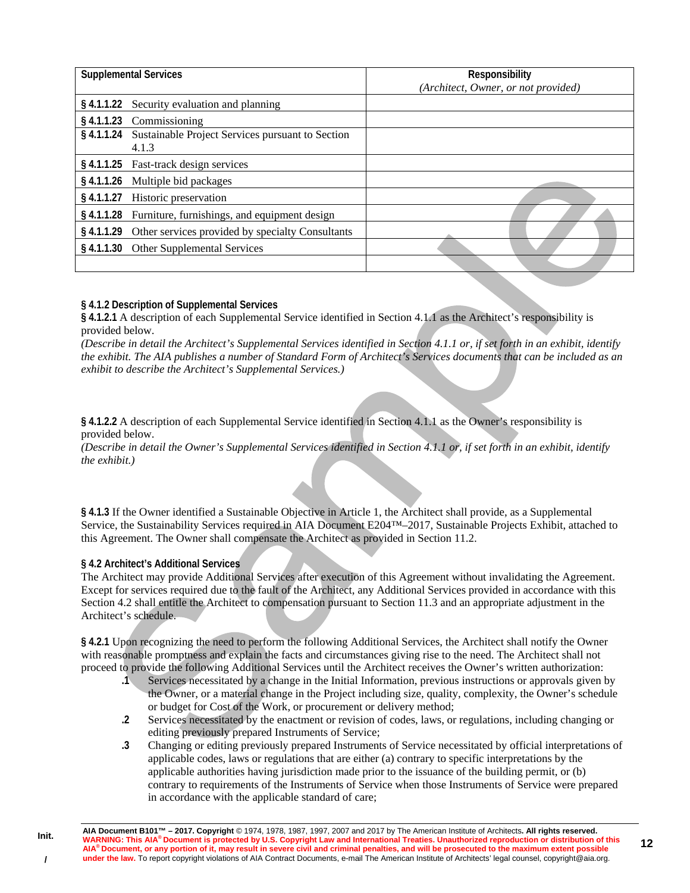| Supplemental Services | Responsibility<br>*(Architect, Owner, or not provided)* |
|---|---|
| **§ 4.1.1.22** Security evaluation and planning | |
| **§ 4.1.1.23** Commissioning | |
| **§ 4.1.1.24** Sustainable Project Services pursuant to Section 4.1.3 | |
| **§ 4.1.1.25** Fast-track design services | |
| **§ 4.1.1.26** Multiple bid packages | |
| **§ 4.1.1.27** Historic preservation | |
| **§ 4.1.1.28** Furniture, furnishings, and equipment design | |
| **§ 4.1.1.29** Other services provided by specialty Consultants | |
| **§ 4.1.1.30** Other Supplemental Services | |
| | |

**§ 4.1.2 Description of Supplemental Services**

**§ 4.1.2.1** A description of each Supplemental Service identified in Section 4.1.1 as the Architect's responsibility is provided below.

*(Describe in detail the Architect's Supplemental Services identified in Section 4.1.1 or, if set forth in an exhibit, identify the exhibit. The AIA publishes a number of Standard Form of Architect's Services documents that can be included as an exhibit to describe the Architect's Supplemental Services.)*

**§ 4.1.2.2** A description of each Supplemental Service identified in Section 4.1.1 as the Owner's responsibility is provided below.

*(Describe in detail the Owner's Supplemental Services identified in Section 4.1.1 or, if set forth in an exhibit, identify the exhibit.)*

**§ 4.1.3** If the Owner identified a Sustainable Objective in Article 1, the Architect shall provide, as a Supplemental Service, the Sustainability Services required in AIA Document E204™–2017, Sustainable Projects Exhibit, attached to this Agreement. The Owner shall compensate the Architect as provided in Section 11.2.

**§ 4.2 Architect's Additional Services**

The Architect may provide Additional Services after execution of this Agreement without invalidating the Agreement. Except for services required due to the fault of the Architect, any Additional Services provided in accordance with this Section 4.2 shall entitle the Architect to compensation pursuant to Section 11.3 and an appropriate adjustment in the Architect's schedule.

**§ 4.2.1** Upon recognizing the need to perform the following Additional Services, the Architect shall notify the Owner with reasonable promptness and explain the facts and circumstances giving rise to the need. The Architect shall not proceed to provide the following Additional Services until the Architect receives the Owner's written authorization:

**.1** Services necessitated by a change in the Initial Information, previous instructions or approvals given by the Owner, or a material change in the Project including size, quality, complexity, the Owner's schedule or budget for Cost of the Work, or procurement or delivery method;

**.2** Services necessitated by the enactment or revision of codes, laws, or regulations, including changing or editing previously prepared Instruments of Service;

**.3** Changing or editing previously prepared Instruments of Service necessitated by official interpretations of applicable codes, laws or regulations that are either (a) contrary to specific interpretations by the applicable authorities having jurisdiction made prior to the issuance of the building permit, or (b) contrary to requirements of the Instruments of Service when those Instruments of Service were prepared in accordance with the applicable standard of care;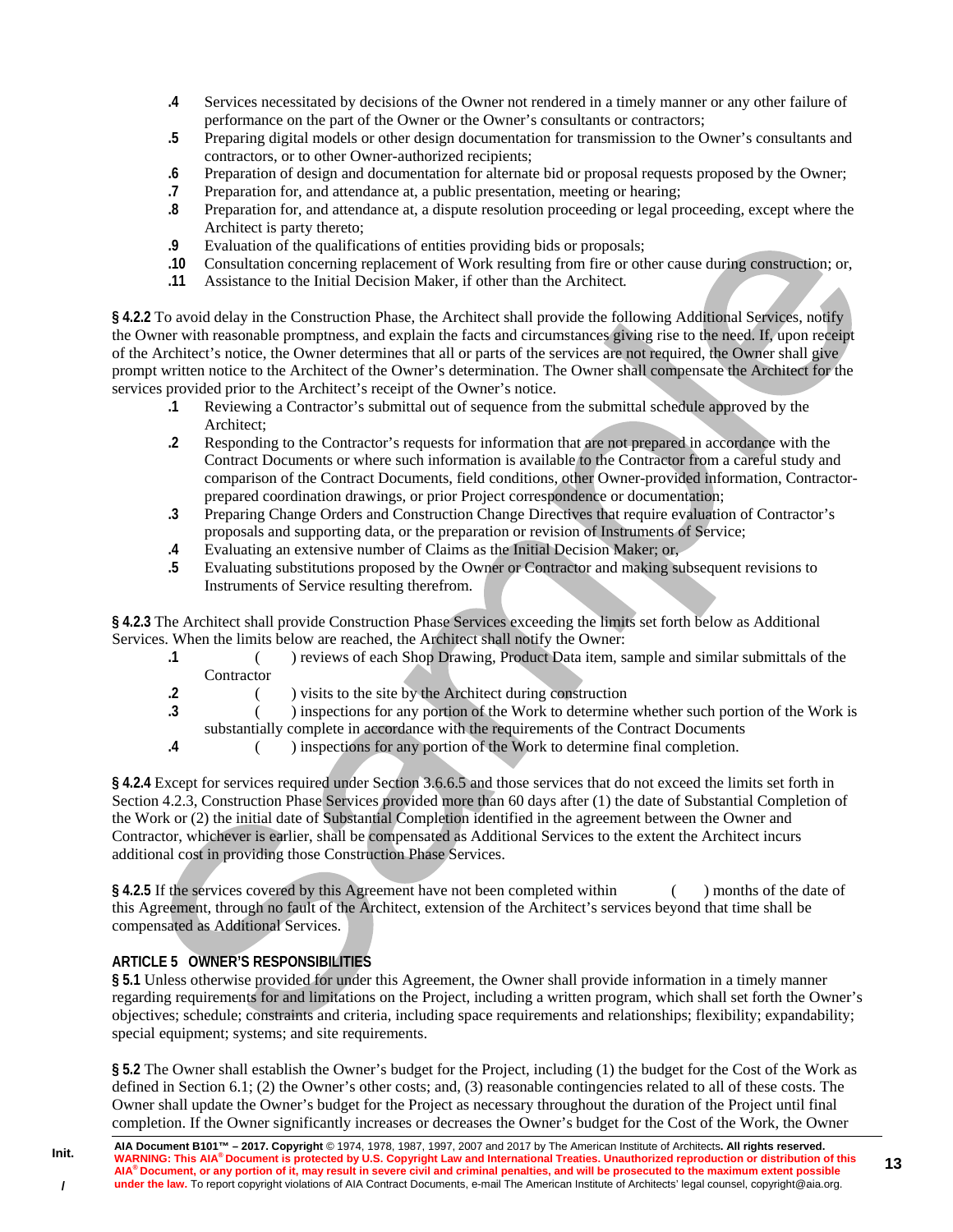**.4** Services necessitated by decisions of the Owner not rendered in a timely manner or any other failure of performance on the part of the Owner or the Owner's consultants or contractors;

**.5** Preparing digital models or other design documentation for transmission to the Owner's consultants and contractors, or to other Owner-authorized recipients;

**.6** Preparation of design and documentation for alternate bid or proposal requests proposed by the Owner;

**.7** Preparation for, and attendance at, a public presentation, meeting or hearing;

**.8** Preparation for, and attendance at, a dispute resolution proceeding or legal proceeding, except where the Architect is party thereto;

**.9** Evaluation of the qualifications of entities providing bids or proposals;

**.10** Consultation concerning replacement of Work resulting from fire or other cause during construction; or,

**.11** Assistance to the Initial Decision Maker, if other than the Architect.

**§ 4.2.2** To avoid delay in the Construction Phase, the Architect shall provide the following Additional Services, notify the Owner with reasonable promptness, and explain the facts and circumstances giving rise to the need. If, upon receipt of the Architect's notice, the Owner determines that all or parts of the services are not required, the Owner shall give prompt written notice to the Architect of the Owner's determination. The Owner shall compensate the Architect for the services provided prior to the Architect's receipt of the Owner's notice.

**.1** Reviewing a Contractor's submittal out of sequence from the submittal schedule approved by the Architect;

**.2** Responding to the Contractor's requests for information that are not prepared in accordance with the Contract Documents or where such information is available to the Contractor from a careful study and comparison of the Contract Documents, field conditions, other Owner-provided information, Contractor-prepared coordination drawings, or prior Project correspondence or documentation;

**.3** Preparing Change Orders and Construction Change Directives that require evaluation of Contractor's proposals and supporting data, or the preparation or revision of Instruments of Service;

**.4** Evaluating an extensive number of Claims as the Initial Decision Maker; or,

**.5** Evaluating substitutions proposed by the Owner or Contractor and making subsequent revisions to Instruments of Service resulting therefrom.

**§ 4.2.3** The Architect shall provide Construction Phase Services exceeding the limits set forth below as Additional Services. When the limits below are reached, the Architect shall notify the Owner:

**.1** ( ) reviews of each Shop Drawing, Product Data item, sample and similar submittals of the Contractor

**.2** ( ) visits to the site by the Architect during construction

**.3** ( ) inspections for any portion of the Work to determine whether such portion of the Work is substantially complete in accordance with the requirements of the Contract Documents

**.4** ( ) inspections for any portion of the Work to determine final completion.

**§ 4.2.4** Except for services required under Section 3.6.6.5 and those services that do not exceed the limits set forth in Section 4.2.3, Construction Phase Services provided more than 60 days after (1) the date of Substantial Completion of the Work or (2) the initial date of Substantial Completion identified in the agreement between the Owner and Contractor, whichever is earlier, shall be compensated as Additional Services to the extent the Architect incurs additional cost in providing those Construction Phase Services.

**§ 4.2.5** If the services covered by this Agreement have not been completed within ( ) months of the date of this Agreement, through no fault of the Architect, extension of the Architect's services beyond that time shall be compensated as Additional Services.

## ARTICLE 5 OWNER'S RESPONSIBILITIES

**§ 5.1** Unless otherwise provided for under this Agreement, the Owner shall provide information in a timely manner regarding requirements for and limitations on the Project, including a written program, which shall set forth the Owner's objectives; schedule; constraints and criteria, including space requirements and relationships; flexibility; expandability; special equipment; systems; and site requirements.

**§ 5.2** The Owner shall establish the Owner's budget for the Project, including (1) the budget for the Cost of the Work as defined in Section 6.1; (2) the Owner's other costs; and, (3) reasonable contingencies related to all of these costs. The Owner shall update the Owner's budget for the Project as necessary throughout the duration of the Project until final completion. If the Owner significantly increases or decreases the Owner's budget for the Cost of the Work, the Owner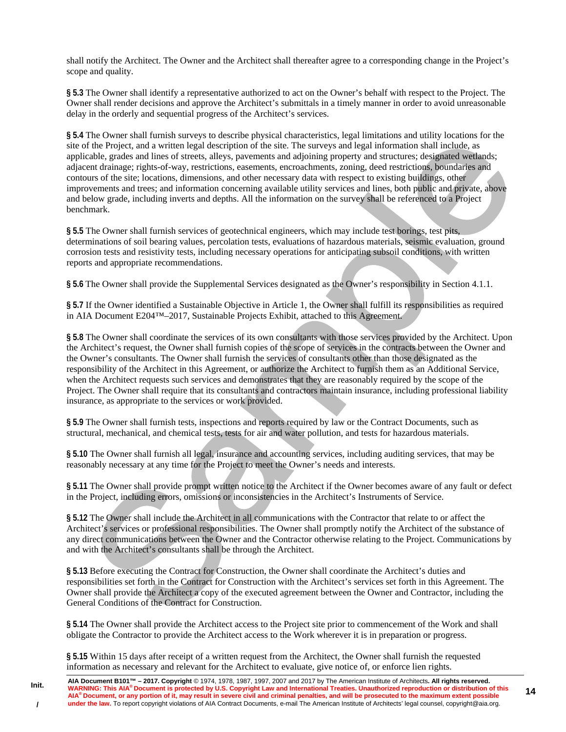shall notify the Architect. The Owner and the Architect shall thereafter agree to a corresponding change in the Project's scope and quality.

**§ 5.3** The Owner shall identify a representative authorized to act on the Owner's behalf with respect to the Project. The Owner shall render decisions and approve the Architect's submittals in a timely manner in order to avoid unreasonable delay in the orderly and sequential progress of the Architect's services.

**§ 5.4** The Owner shall furnish surveys to describe physical characteristics, legal limitations and utility locations for the site of the Project, and a written legal description of the site. The surveys and legal information shall include, as applicable, grades and lines of streets, alleys, pavements and adjoining property and structures; designated wetlands; adjacent drainage; rights-of-way, restrictions, easements, encroachments, zoning, deed restrictions, boundaries and contours of the site; locations, dimensions, and other necessary data with respect to existing buildings, other improvements and trees; and information concerning available utility services and lines, both public and private, above and below grade, including inverts and depths. All the information on the survey shall be referenced to a Project benchmark.

**§ 5.5** The Owner shall furnish services of geotechnical engineers, which may include test borings, test pits, determinations of soil bearing values, percolation tests, evaluations of hazardous materials, seismic evaluation, ground corrosion tests and resistivity tests, including necessary operations for anticipating subsoil conditions, with written reports and appropriate recommendations.

**§ 5.6** The Owner shall provide the Supplemental Services designated as the Owner's responsibility in Section 4.1.1.

**§ 5.7** If the Owner identified a Sustainable Objective in Article 1, the Owner shall fulfill its responsibilities as required in AIA Document E204™–2017, Sustainable Projects Exhibit, attached to this Agreement.

**§ 5.8** The Owner shall coordinate the services of its own consultants with those services provided by the Architect. Upon the Architect's request, the Owner shall furnish copies of the scope of services in the contracts between the Owner and the Owner's consultants. The Owner shall furnish the services of consultants other than those designated as the responsibility of the Architect in this Agreement, or authorize the Architect to furnish them as an Additional Service, when the Architect requests such services and demonstrates that they are reasonably required by the scope of the Project. The Owner shall require that its consultants and contractors maintain insurance, including professional liability insurance, as appropriate to the services or work provided.

**§ 5.9** The Owner shall furnish tests, inspections and reports required by law or the Contract Documents, such as structural, mechanical, and chemical tests, tests for air and water pollution, and tests for hazardous materials.

**§ 5.10** The Owner shall furnish all legal, insurance and accounting services, including auditing services, that may be reasonably necessary at any time for the Project to meet the Owner's needs and interests.

**§ 5.11** The Owner shall provide prompt written notice to the Architect if the Owner becomes aware of any fault or defect in the Project, including errors, omissions or inconsistencies in the Architect's Instruments of Service.

**§ 5.12** The Owner shall include the Architect in all communications with the Contractor that relate to or affect the Architect's services or professional responsibilities. The Owner shall promptly notify the Architect of the substance of any direct communications between the Owner and the Contractor otherwise relating to the Project. Communications by and with the Architect's consultants shall be through the Architect.

**§ 5.13** Before executing the Contract for Construction, the Owner shall coordinate the Architect's duties and responsibilities set forth in the Contract for Construction with the Architect's services set forth in this Agreement. The Owner shall provide the Architect a copy of the executed agreement between the Owner and Contractor, including the General Conditions of the Contract for Construction.

**§ 5.14** The Owner shall provide the Architect access to the Project site prior to commencement of the Work and shall obligate the Contractor to provide the Architect access to the Work wherever it is in preparation or progress.

**§ 5.15** Within 15 days after receipt of a written request from the Architect, the Owner shall furnish the requested information as necessary and relevant for the Architect to evaluate, give notice of, or enforce lien rights.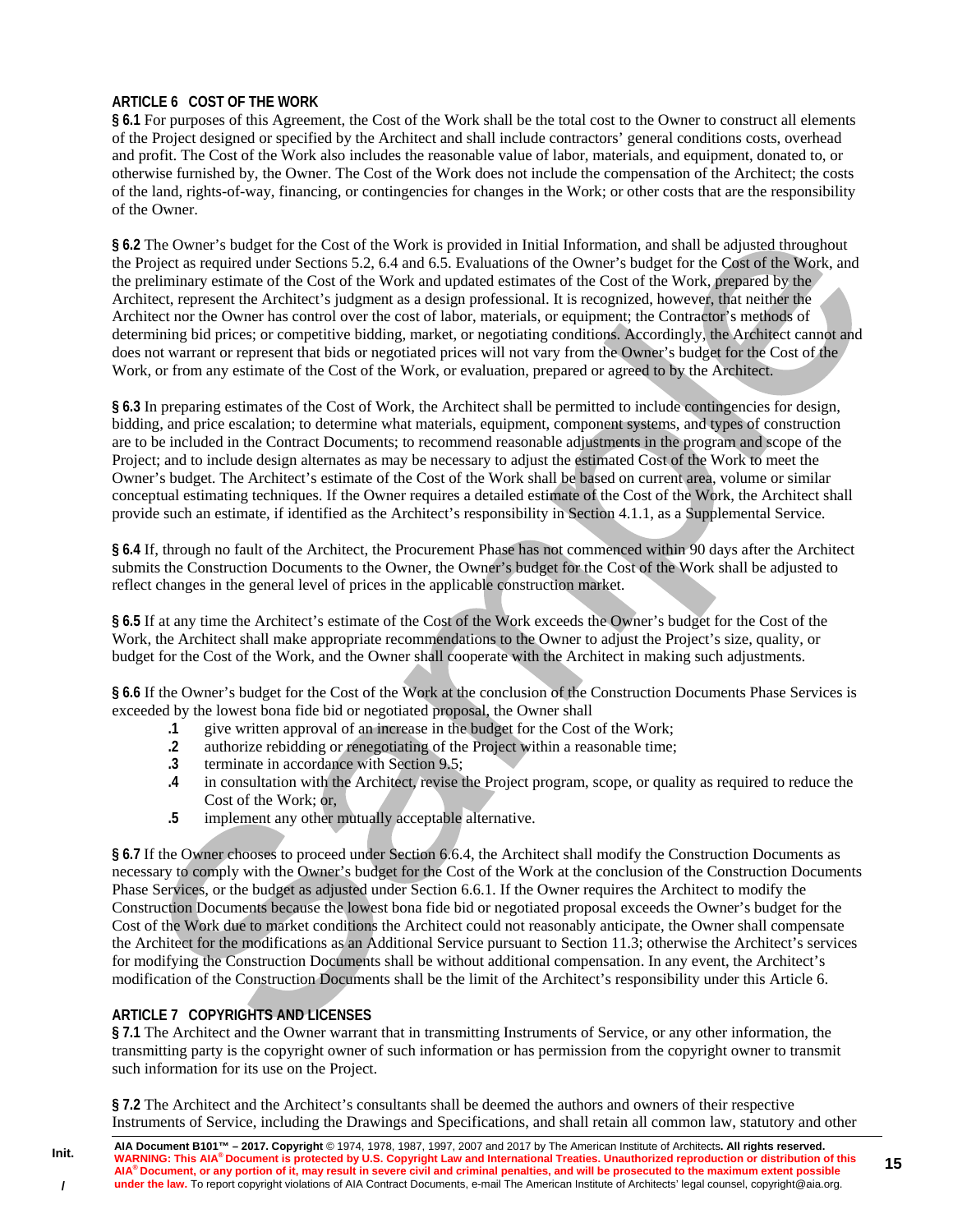## ARTICLE 6 COST OF THE WORK

**§ 6.1** For purposes of this Agreement, the Cost of the Work shall be the total cost to the Owner to construct all elements of the Project designed or specified by the Architect and shall include contractors' general conditions costs, overhead and profit. The Cost of the Work also includes the reasonable value of labor, materials, and equipment, donated to, or otherwise furnished by, the Owner. The Cost of the Work does not include the compensation of the Architect; the costs of the land, rights-of-way, financing, or contingencies for changes in the Work; or other costs that are the responsibility of the Owner.

**§ 6.2** The Owner's budget for the Cost of the Work is provided in Initial Information, and shall be adjusted throughout the Project as required under Sections 5.2, 6.4 and 6.5. Evaluations of the Owner's budget for the Cost of the Work, and the preliminary estimate of the Cost of the Work and updated estimates of the Cost of the Work, prepared by the Architect, represent the Architect's judgment as a design professional. It is recognized, however, that neither the Architect nor the Owner has control over the cost of labor, materials, or equipment; the Contractor's methods of determining bid prices; or competitive bidding, market, or negotiating conditions. Accordingly, the Architect cannot and does not warrant or represent that bids or negotiated prices will not vary from the Owner's budget for the Cost of the Work, or from any estimate of the Cost of the Work, or evaluation, prepared or agreed to by the Architect.

**§ 6.3** In preparing estimates of the Cost of Work, the Architect shall be permitted to include contingencies for design, bidding, and price escalation; to determine what materials, equipment, component systems, and types of construction are to be included in the Contract Documents; to recommend reasonable adjustments in the program and scope of the Project; and to include design alternates as may be necessary to adjust the estimated Cost of the Work to meet the Owner's budget. The Architect's estimate of the Cost of the Work shall be based on current area, volume or similar conceptual estimating techniques. If the Owner requires a detailed estimate of the Cost of the Work, the Architect shall provide such an estimate, if identified as the Architect's responsibility in Section 4.1.1, as a Supplemental Service.

**§ 6.4** If, through no fault of the Architect, the Procurement Phase has not commenced within 90 days after the Architect submits the Construction Documents to the Owner, the Owner's budget for the Cost of the Work shall be adjusted to reflect changes in the general level of prices in the applicable construction market.

**§ 6.5** If at any time the Architect's estimate of the Cost of the Work exceeds the Owner's budget for the Cost of the Work, the Architect shall make appropriate recommendations to the Owner to adjust the Project's size, quality, or budget for the Cost of the Work, and the Owner shall cooperate with the Architect in making such adjustments.

**§ 6.6** If the Owner's budget for the Cost of the Work at the conclusion of the Construction Documents Phase Services is exceeded by the lowest bona fide bid or negotiated proposal, the Owner shall

**.1** give written approval of an increase in the budget for the Cost of the Work;

**.2** authorize rebidding or renegotiating of the Project within a reasonable time;

**.3** terminate in accordance with Section 9.5;

**.4** in consultation with the Architect, revise the Project program, scope, or quality as required to reduce the Cost of the Work; or,

**.5** implement any other mutually acceptable alternative.

**§ 6.7** If the Owner chooses to proceed under Section 6.6.4, the Architect shall modify the Construction Documents as necessary to comply with the Owner's budget for the Cost of the Work at the conclusion of the Construction Documents Phase Services, or the budget as adjusted under Section 6.6.1. If the Owner requires the Architect to modify the Construction Documents because the lowest bona fide bid or negotiated proposal exceeds the Owner's budget for the Cost of the Work due to market conditions the Architect could not reasonably anticipate, the Owner shall compensate the Architect for the modifications as an Additional Service pursuant to Section 11.3; otherwise the Architect's services for modifying the Construction Documents shall be without additional compensation. In any event, the Architect's modification of the Construction Documents shall be the limit of the Architect's responsibility under this Article 6.

## ARTICLE 7 COPYRIGHTS AND LICENSES

**§ 7.1** The Architect and the Owner warrant that in transmitting Instruments of Service, or any other information, the transmitting party is the copyright owner of such information or has permission from the copyright owner to transmit such information for its use on the Project.

**§ 7.2** The Architect and the Architect's consultants shall be deemed the authors and owners of their respective Instruments of Service, including the Drawings and Specifications, and shall retain all common law, statutory and other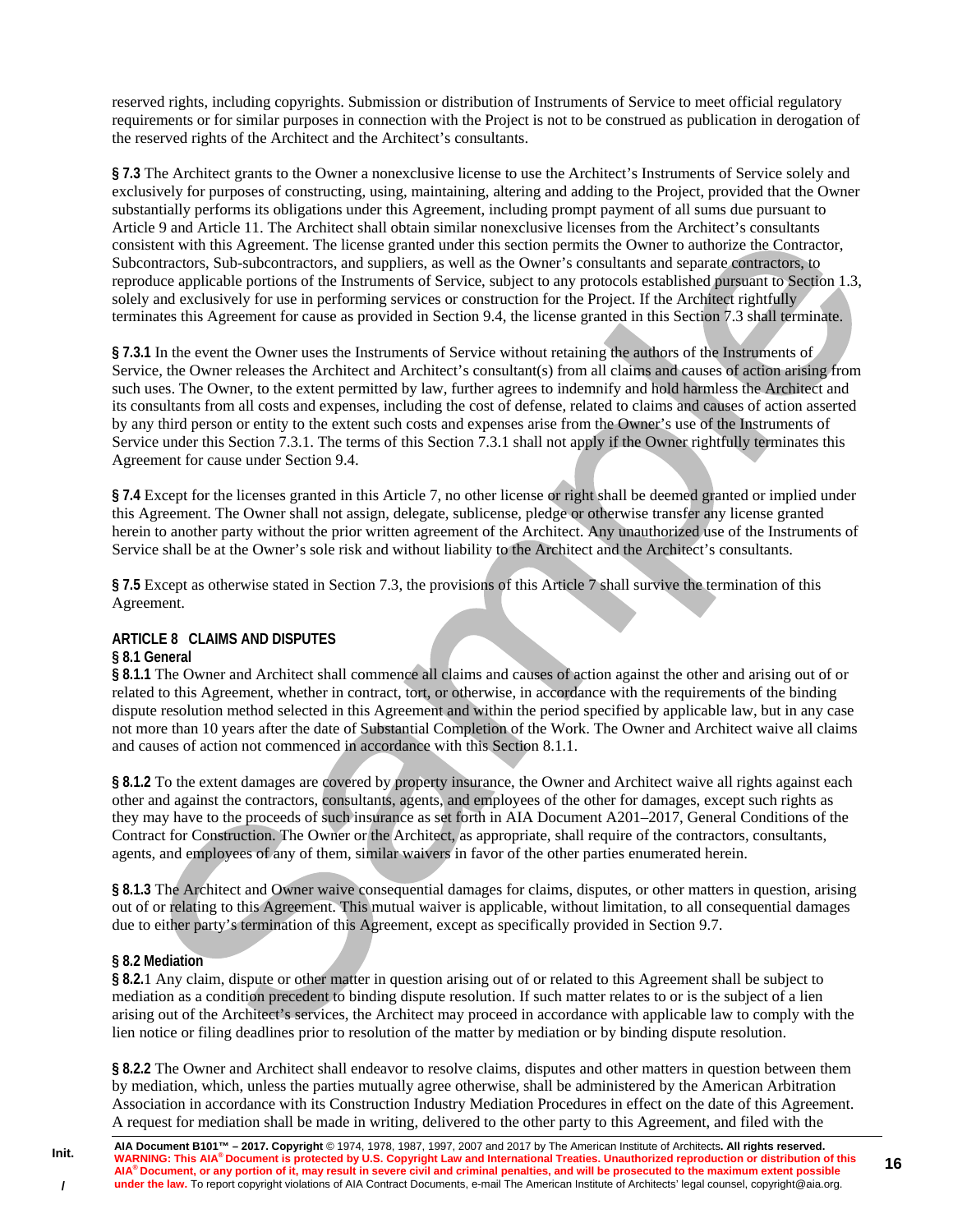reserved rights, including copyrights. Submission or distribution of Instruments of Service to meet official regulatory requirements or for similar purposes in connection with the Project is not to be construed as publication in derogation of the reserved rights of the Architect and the Architect's consultants.

**§ 7.3** The Architect grants to the Owner a nonexclusive license to use the Architect's Instruments of Service solely and exclusively for purposes of constructing, using, maintaining, altering and adding to the Project, provided that the Owner substantially performs its obligations under this Agreement, including prompt payment of all sums due pursuant to Article 9 and Article 11. The Architect shall obtain similar nonexclusive licenses from the Architect's consultants consistent with this Agreement. The license granted under this section permits the Owner to authorize the Contractor, Subcontractors, Sub-subcontractors, and suppliers, as well as the Owner's consultants and separate contractors, to reproduce applicable portions of the Instruments of Service, subject to any protocols established pursuant to Section 1.3, solely and exclusively for use in performing services or construction for the Project. If the Architect rightfully terminates this Agreement for cause as provided in Section 9.4, the license granted in this Section 7.3 shall terminate.

**§ 7.3.1** In the event the Owner uses the Instruments of Service without retaining the authors of the Instruments of Service, the Owner releases the Architect and Architect's consultant(s) from all claims and causes of action arising from such uses. The Owner, to the extent permitted by law, further agrees to indemnify and hold harmless the Architect and its consultants from all costs and expenses, including the cost of defense, related to claims and causes of action asserted by any third person or entity to the extent such costs and expenses arise from the Owner's use of the Instruments of Service under this Section 7.3.1. The terms of this Section 7.3.1 shall not apply if the Owner rightfully terminates this Agreement for cause under Section 9.4.

**§ 7.4** Except for the licenses granted in this Article 7, no other license or right shall be deemed granted or implied under this Agreement. The Owner shall not assign, delegate, sublicense, pledge or otherwise transfer any license granted herein to another party without the prior written agreement of the Architect. Any unauthorized use of the Instruments of Service shall be at the Owner's sole risk and without liability to the Architect and the Architect's consultants.

**§ 7.5** Except as otherwise stated in Section 7.3, the provisions of this Article 7 shall survive the termination of this Agreement.

## ARTICLE 8 CLAIMS AND DISPUTES

### § 8.1 General

**§ 8.1.1** The Owner and Architect shall commence all claims and causes of action against the other and arising out of or related to this Agreement, whether in contract, tort, or otherwise, in accordance with the requirements of the binding dispute resolution method selected in this Agreement and within the period specified by applicable law, but in any case not more than 10 years after the date of Substantial Completion of the Work. The Owner and Architect waive all claims and causes of action not commenced in accordance with this Section 8.1.1.

**§ 8.1.2** To the extent damages are covered by property insurance, the Owner and Architect waive all rights against each other and against the contractors, consultants, agents, and employees of the other for damages, except such rights as they may have to the proceeds of such insurance as set forth in AIA Document A201–2017, General Conditions of the Contract for Construction. The Owner or the Architect, as appropriate, shall require of the contractors, consultants, agents, and employees of any of them, similar waivers in favor of the other parties enumerated herein.

**§ 8.1.3** The Architect and Owner waive consequential damages for claims, disputes, or other matters in question, arising out of or relating to this Agreement. This mutual waiver is applicable, without limitation, to all consequential damages due to either party's termination of this Agreement, except as specifically provided in Section 9.7.

### § 8.2 Mediation

**§ 8.2.**1 Any claim, dispute or other matter in question arising out of or related to this Agreement shall be subject to mediation as a condition precedent to binding dispute resolution. If such matter relates to or is the subject of a lien arising out of the Architect's services, the Architect may proceed in accordance with applicable law to comply with the lien notice or filing deadlines prior to resolution of the matter by mediation or by binding dispute resolution.

**§ 8.2.2** The Owner and Architect shall endeavor to resolve claims, disputes and other matters in question between them by mediation, which, unless the parties mutually agree otherwise, shall be administered by the American Arbitration Association in accordance with its Construction Industry Mediation Procedures in effect on the date of this Agreement. A request for mediation shall be made in writing, delivered to the other party to this Agreement, and filed with the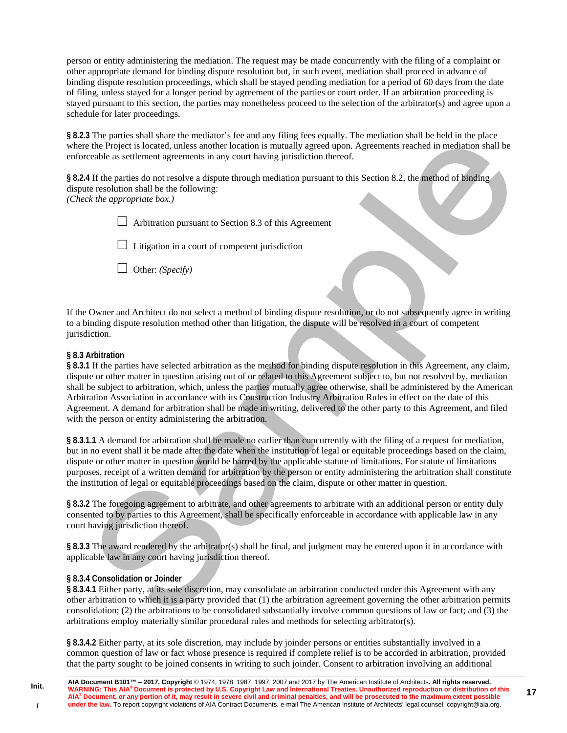person or entity administering the mediation. The request may be made concurrently with the filing of a complaint or other appropriate demand for binding dispute resolution but, in such event, mediation shall proceed in advance of binding dispute resolution proceedings, which shall be stayed pending mediation for a period of 60 days from the date of filing, unless stayed for a longer period by agreement of the parties or court order. If an arbitration proceeding is stayed pursuant to this section, the parties may nonetheless proceed to the selection of the arbitrator(s) and agree upon a schedule for later proceedings.

**§ 8.2.3** The parties shall share the mediator's fee and any filing fees equally. The mediation shall be held in the place where the Project is located, unless another location is mutually agreed upon. Agreements reached in mediation shall be enforceable as settlement agreements in any court having jurisdiction thereof.

**§ 8.2.4** If the parties do not resolve a dispute through mediation pursuant to this Section 8.2, the method of binding dispute resolution shall be the following:
*(Check the appropriate box.)*

- [ ] Arbitration pursuant to Section 8.3 of this Agreement
- [ ] Litigation in a court of competent jurisdiction
- [ ] Other: *(Specify)*

If the Owner and Architect do not select a method of binding dispute resolution, or do not subsequently agree in writing to a binding dispute resolution method other than litigation, the dispute will be resolved in a court of competent jurisdiction.

**§ 8.3 Arbitration**

**§ 8.3.1** If the parties have selected arbitration as the method for binding dispute resolution in this Agreement, any claim, dispute or other matter in question arising out of or related to this Agreement subject to, but not resolved by, mediation shall be subject to arbitration, which, unless the parties mutually agree otherwise, shall be administered by the American Arbitration Association in accordance with its Construction Industry Arbitration Rules in effect on the date of this Agreement. A demand for arbitration shall be made in writing, delivered to the other party to this Agreement, and filed with the person or entity administering the arbitration.

**§ 8.3.1.1** A demand for arbitration shall be made no earlier than concurrently with the filing of a request for mediation, but in no event shall it be made after the date when the institution of legal or equitable proceedings based on the claim, dispute or other matter in question would be barred by the applicable statute of limitations. For statute of limitations purposes, receipt of a written demand for arbitration by the person or entity administering the arbitration shall constitute the institution of legal or equitable proceedings based on the claim, dispute or other matter in question.

**§ 8.3.2** The foregoing agreement to arbitrate, and other agreements to arbitrate with an additional person or entity duly consented to by parties to this Agreement, shall be specifically enforceable in accordance with applicable law in any court having jurisdiction thereof.

**§ 8.3.3** The award rendered by the arbitrator(s) shall be final, and judgment may be entered upon it in accordance with applicable law in any court having jurisdiction thereof.

**§ 8.3.4 Consolidation or Joinder**

**§ 8.3.4.1** Either party, at its sole discretion, may consolidate an arbitration conducted under this Agreement with any other arbitration to which it is a party provided that (1) the arbitration agreement governing the other arbitration permits consolidation; (2) the arbitrations to be consolidated substantially involve common questions of law or fact; and (3) the arbitrations employ materially similar procedural rules and methods for selecting arbitrator(s).

**§ 8.3.4.2** Either party, at its sole discretion, may include by joinder persons or entities substantially involved in a common question of law or fact whose presence is required if complete relief is to be accorded in arbitration, provided that the party sought to be joined consents in writing to such joinder. Consent to arbitration involving an additional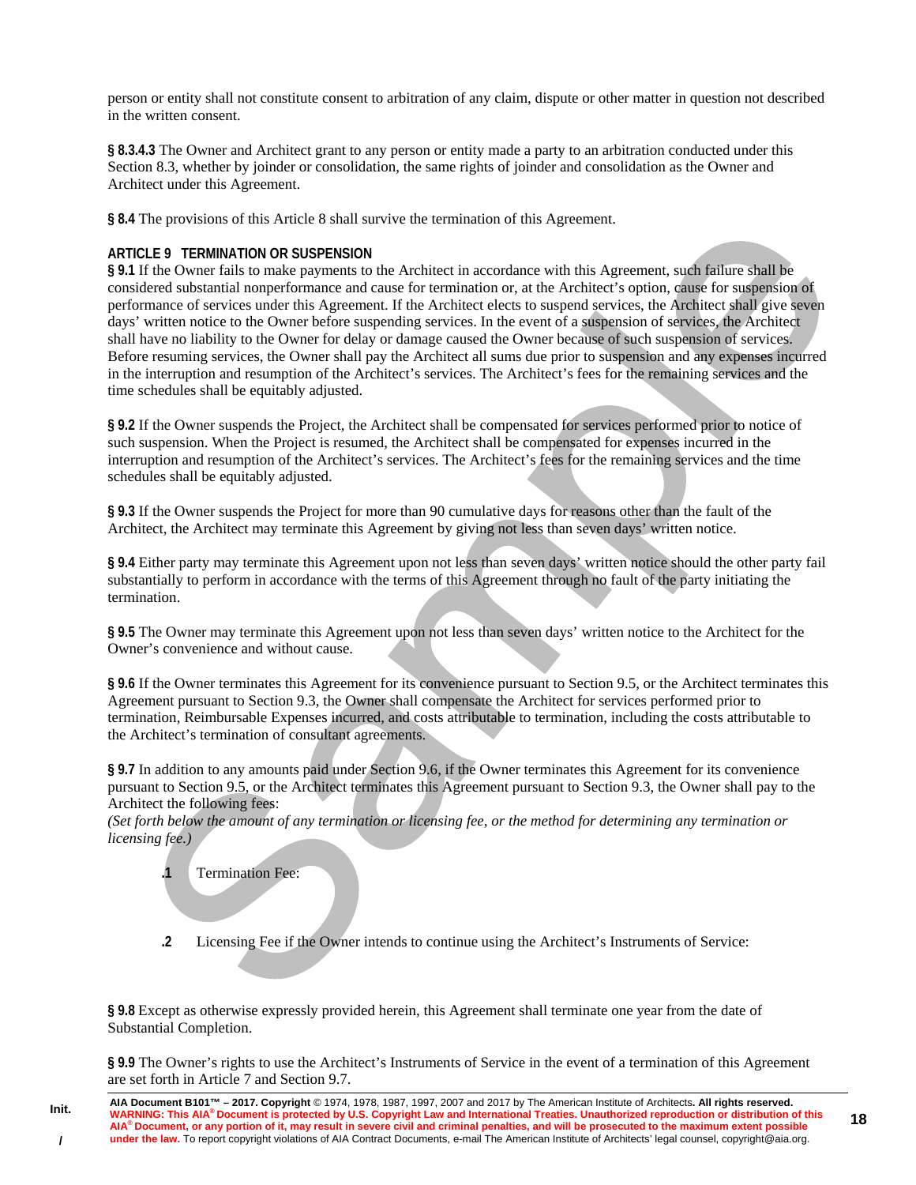person or entity shall not constitute consent to arbitration of any claim, dispute or other matter in question not described in the written consent.

**§ 8.3.4.3** The Owner and Architect grant to any person or entity made a party to an arbitration conducted under this Section 8.3, whether by joinder or consolidation, the same rights of joinder and consolidation as the Owner and Architect under this Agreement.

**§ 8.4** The provisions of this Article 8 shall survive the termination of this Agreement.

## ARTICLE 9 TERMINATION OR SUSPENSION

**§ 9.1** If the Owner fails to make payments to the Architect in accordance with this Agreement, such failure shall be considered substantial nonperformance and cause for termination or, at the Architect's option, cause for suspension of performance of services under this Agreement. If the Architect elects to suspend services, the Architect shall give seven days' written notice to the Owner before suspending services. In the event of a suspension of services, the Architect shall have no liability to the Owner for delay or damage caused the Owner because of such suspension of services. Before resuming services, the Owner shall pay the Architect all sums due prior to suspension and any expenses incurred in the interruption and resumption of the Architect's services. The Architect's fees for the remaining services and the time schedules shall be equitably adjusted.

**§ 9.2** If the Owner suspends the Project, the Architect shall be compensated for services performed prior to notice of such suspension. When the Project is resumed, the Architect shall be compensated for expenses incurred in the interruption and resumption of the Architect's services. The Architect's fees for the remaining services and the time schedules shall be equitably adjusted.

**§ 9.3** If the Owner suspends the Project for more than 90 cumulative days for reasons other than the fault of the Architect, the Architect may terminate this Agreement by giving not less than seven days' written notice.

**§ 9.4** Either party may terminate this Agreement upon not less than seven days' written notice should the other party fail substantially to perform in accordance with the terms of this Agreement through no fault of the party initiating the termination.

**§ 9.5** The Owner may terminate this Agreement upon not less than seven days' written notice to the Architect for the Owner's convenience and without cause.

**§ 9.6** If the Owner terminates this Agreement for its convenience pursuant to Section 9.5, or the Architect terminates this Agreement pursuant to Section 9.3, the Owner shall compensate the Architect for services performed prior to termination, Reimbursable Expenses incurred, and costs attributable to termination, including the costs attributable to the Architect's termination of consultant agreements.

**§ 9.7** In addition to any amounts paid under Section 9.6, if the Owner terminates this Agreement for its convenience pursuant to Section 9.5, or the Architect terminates this Agreement pursuant to Section 9.3, the Owner shall pay to the Architect the following fees:
*(Set forth below the amount of any termination or licensing fee, or the method for determining any termination or licensing fee.)*

**.1** Termination Fee:

**.2** Licensing Fee if the Owner intends to continue using the Architect's Instruments of Service:

**§ 9.8** Except as otherwise expressly provided herein, this Agreement shall terminate one year from the date of Substantial Completion.

**§ 9.9** The Owner's rights to use the Architect's Instruments of Service in the event of a termination of this Agreement are set forth in Article 7 and Section 9.7.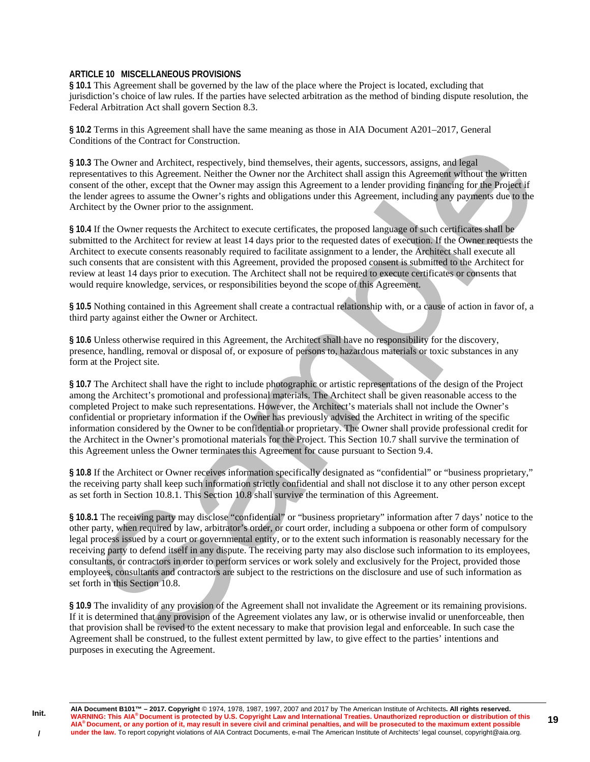## ARTICLE 10 MISCELLANEOUS PROVISIONS

**§ 10.1** This Agreement shall be governed by the law of the place where the Project is located, excluding that jurisdiction's choice of law rules. If the parties have selected arbitration as the method of binding dispute resolution, the Federal Arbitration Act shall govern Section 8.3.

**§ 10.2** Terms in this Agreement shall have the same meaning as those in AIA Document A201–2017, General Conditions of the Contract for Construction.

**§ 10.3** The Owner and Architect, respectively, bind themselves, their agents, successors, assigns, and legal representatives to this Agreement. Neither the Owner nor the Architect shall assign this Agreement without the written consent of the other, except that the Owner may assign this Agreement to a lender providing financing for the Project if the lender agrees to assume the Owner's rights and obligations under this Agreement, including any payments due to the Architect by the Owner prior to the assignment.

**§ 10.4** If the Owner requests the Architect to execute certificates, the proposed language of such certificates shall be submitted to the Architect for review at least 14 days prior to the requested dates of execution. If the Owner requests the Architect to execute consents reasonably required to facilitate assignment to a lender, the Architect shall execute all such consents that are consistent with this Agreement, provided the proposed consent is submitted to the Architect for review at least 14 days prior to execution. The Architect shall not be required to execute certificates or consents that would require knowledge, services, or responsibilities beyond the scope of this Agreement.

**§ 10.5** Nothing contained in this Agreement shall create a contractual relationship with, or a cause of action in favor of, a third party against either the Owner or Architect.

**§ 10.6** Unless otherwise required in this Agreement, the Architect shall have no responsibility for the discovery, presence, handling, removal or disposal of, or exposure of persons to, hazardous materials or toxic substances in any form at the Project site.

**§ 10.7** The Architect shall have the right to include photographic or artistic representations of the design of the Project among the Architect's promotional and professional materials. The Architect shall be given reasonable access to the completed Project to make such representations. However, the Architect's materials shall not include the Owner's confidential or proprietary information if the Owner has previously advised the Architect in writing of the specific information considered by the Owner to be confidential or proprietary. The Owner shall provide professional credit for the Architect in the Owner's promotional materials for the Project. This Section 10.7 shall survive the termination of this Agreement unless the Owner terminates this Agreement for cause pursuant to Section 9.4.

**§ 10.8** If the Architect or Owner receives information specifically designated as "confidential" or "business proprietary," the receiving party shall keep such information strictly confidential and shall not disclose it to any other person except as set forth in Section 10.8.1. This Section 10.8 shall survive the termination of this Agreement.

**§ 10.8.1** The receiving party may disclose "confidential" or "business proprietary" information after 7 days' notice to the other party, when required by law, arbitrator's order, or court order, including a subpoena or other form of compulsory legal process issued by a court or governmental entity, or to the extent such information is reasonably necessary for the receiving party to defend itself in any dispute. The receiving party may also disclose such information to its employees, consultants, or contractors in order to perform services or work solely and exclusively for the Project, provided those employees, consultants and contractors are subject to the restrictions on the disclosure and use of such information as set forth in this Section 10.8.

**§ 10.9** The invalidity of any provision of the Agreement shall not invalidate the Agreement or its remaining provisions. If it is determined that any provision of the Agreement violates any law, or is otherwise invalid or unenforceable, then that provision shall be revised to the extent necessary to make that provision legal and enforceable. In such case the Agreement shall be construed, to the fullest extent permitted by law, to give effect to the parties' intentions and purposes in executing the Agreement.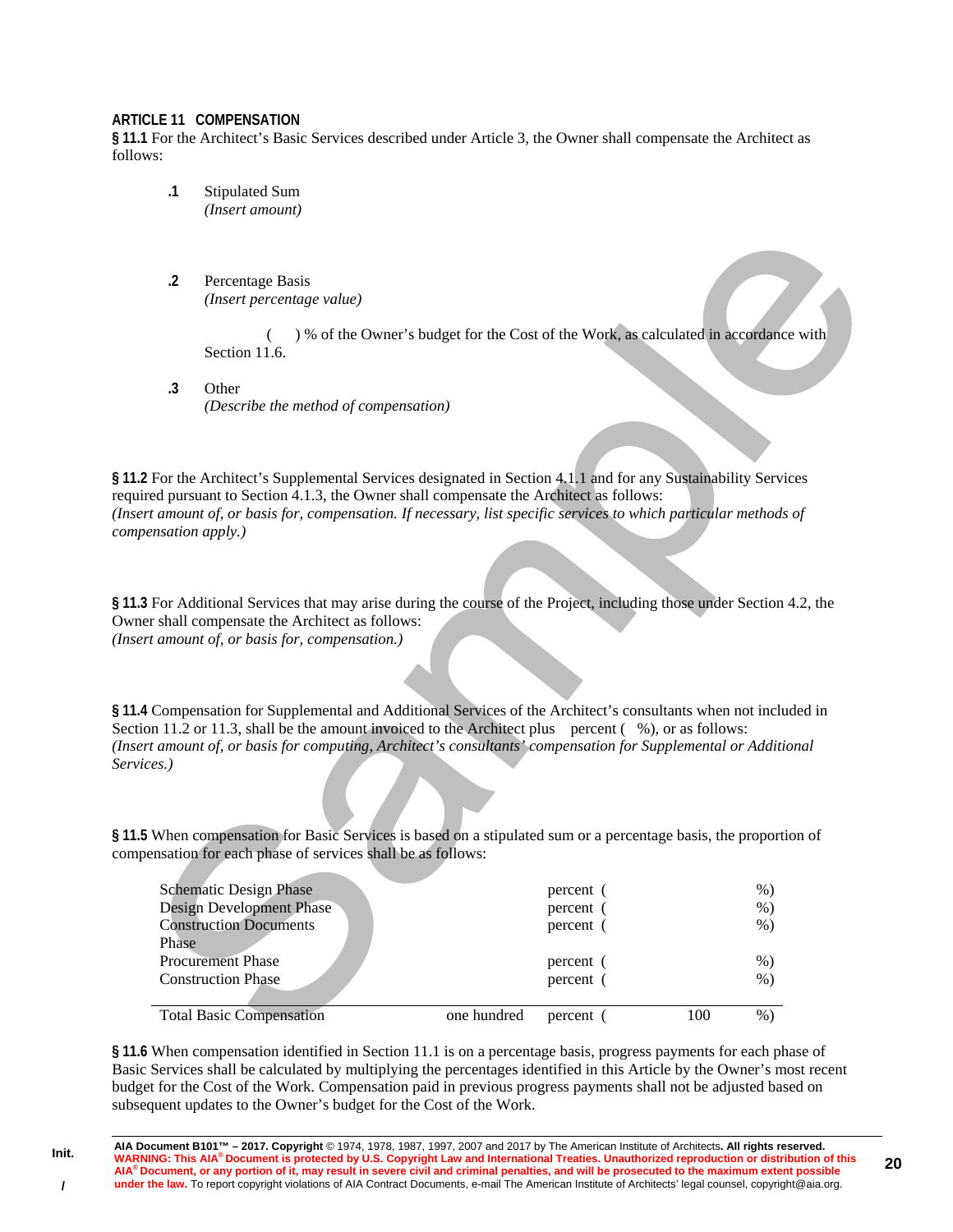## ARTICLE 11 COMPENSATION

**§ 11.1** For the Architect's Basic Services described under Article 3, the Owner shall compensate the Architect as follows:

**.1** Stipulated Sum
*(Insert amount)*

**.2** Percentage Basis
*(Insert percentage value)*

( ) % of the Owner's budget for the Cost of the Work, as calculated in accordance with Section 11.6.

**.3** Other
*(Describe the method of compensation)*

**§ 11.2** For the Architect's Supplemental Services designated in Section 4.1.1 and for any Sustainability Services required pursuant to Section 4.1.3, the Owner shall compensate the Architect as follows:
*(Insert amount of, or basis for, compensation. If necessary, list specific services to which particular methods of compensation apply.)*

**§ 11.3** For Additional Services that may arise during the course of the Project, including those under Section 4.2, the Owner shall compensate the Architect as follows:
*(Insert amount of, or basis for, compensation.)*

**§ 11.4** Compensation for Supplemental and Additional Services of the Architect's consultants when not included in Section 11.2 or 11.3, shall be the amount invoiced to the Architect plus percent ( %), or as follows:
*(Insert amount of, or basis for computing, Architect's consultants' compensation for Supplemental or Additional Services.)*

**§ 11.5** When compensation for Basic Services is based on a stipulated sum or a percentage basis, the proportion of compensation for each phase of services shall be as follows:

| | | | | |
|---|---|---|---|---|
| Schematic Design Phase | | percent ( | | %) |
| Design Development Phase | | percent ( | | %) |
| Construction Documents Phase | | percent ( | | %) |
| Procurement Phase | | percent ( | | %) |
| Construction Phase | | percent ( | | %) |
| Total Basic Compensation | one hundred | percent ( | 100 | %) |

**§ 11.6** When compensation identified in Section 11.1 is on a percentage basis, progress payments for each phase of Basic Services shall be calculated by multiplying the percentages identified in this Article by the Owner's most recent budget for the Cost of the Work. Compensation paid in previous progress payments shall not be adjusted based on subsequent updates to the Owner's budget for the Cost of the Work.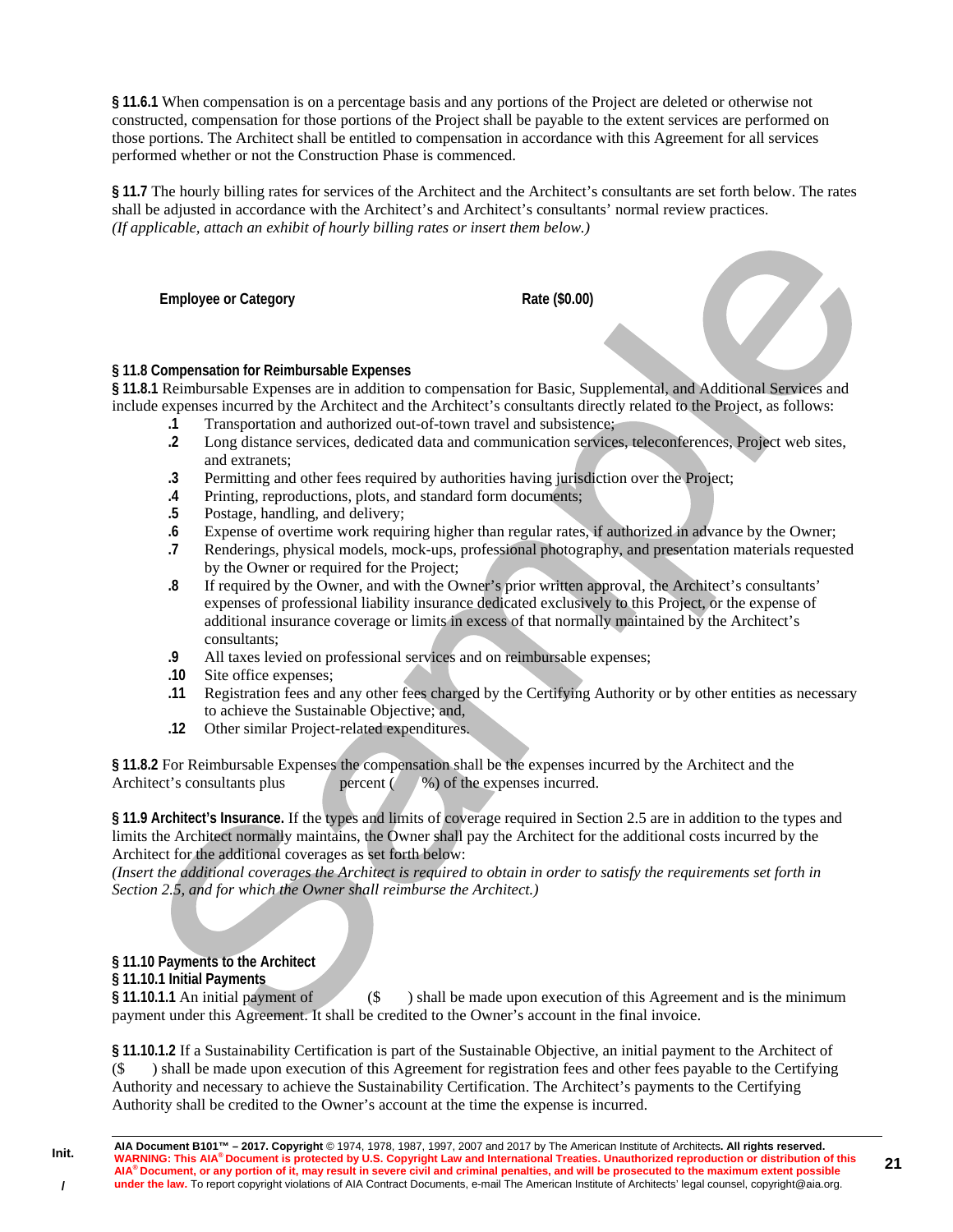**§ 11.6.1** When compensation is on a percentage basis and any portions of the Project are deleted or otherwise not constructed, compensation for those portions of the Project shall be payable to the extent services are performed on those portions. The Architect shall be entitled to compensation in accordance with this Agreement for all services performed whether or not the Construction Phase is commenced.

**§ 11.7** The hourly billing rates for services of the Architect and the Architect's consultants are set forth below. The rates shall be adjusted in accordance with the Architect's and Architect's consultants' normal review practices.
*(If applicable, attach an exhibit of hourly billing rates or insert them below.)*

| Employee or Category | Rate ($0.00) |
| --- | --- |

**§ 11.8 Compensation for Reimbursable Expenses**
**§ 11.8.1** Reimbursable Expenses are in addition to compensation for Basic, Supplemental, and Additional Services and include expenses incurred by the Architect and the Architect's consultants directly related to the Project, as follows:

- **.1** Transportation and authorized out-of-town travel and subsistence;
- **.2** Long distance services, dedicated data and communication services, teleconferences, Project web sites, and extranets;
- **.3** Permitting and other fees required by authorities having jurisdiction over the Project;
- **.4** Printing, reproductions, plots, and standard form documents;
- **.5** Postage, handling, and delivery;
- **.6** Expense of overtime work requiring higher than regular rates, if authorized in advance by the Owner;
- **.7** Renderings, physical models, mock-ups, professional photography, and presentation materials requested by the Owner or required for the Project;
- **.8** If required by the Owner, and with the Owner's prior written approval, the Architect's consultants' expenses of professional liability insurance dedicated exclusively to this Project, or the expense of additional insurance coverage or limits in excess of that normally maintained by the Architect's consultants;
- **.9** All taxes levied on professional services and on reimbursable expenses;
- **.10** Site office expenses;
- **.11** Registration fees and any other fees charged by the Certifying Authority or by other entities as necessary to achieve the Sustainable Objective; and,
- **.12** Other similar Project-related expenditures.

**§ 11.8.2** For Reimbursable Expenses the compensation shall be the expenses incurred by the Architect and the Architect's consultants plus percent ( %) of the expenses incurred.

**§ 11.9 Architect's Insurance.** If the types and limits of coverage required in Section 2.5 are in addition to the types and limits the Architect normally maintains, the Owner shall pay the Architect for the additional costs incurred by the Architect for the additional coverages as set forth below:
*(Insert the additional coverages the Architect is required to obtain in order to satisfy the requirements set forth in Section 2.5, and for which the Owner shall reimburse the Architect.)*

**§ 11.10 Payments to the Architect**
**§ 11.10.1 Initial Payments**
**§ 11.10.1.1** An initial payment of ($ ) shall be made upon execution of this Agreement and is the minimum payment under this Agreement. It shall be credited to the Owner's account in the final invoice.

**§ 11.10.1.2** If a Sustainability Certification is part of the Sustainable Objective, an initial payment to the Architect of ($ ) shall be made upon execution of this Agreement for registration fees and other fees payable to the Certifying Authority and necessary to achieve the Sustainability Certification. The Architect's payments to the Certifying Authority shall be credited to the Owner's account at the time the expense is incurred.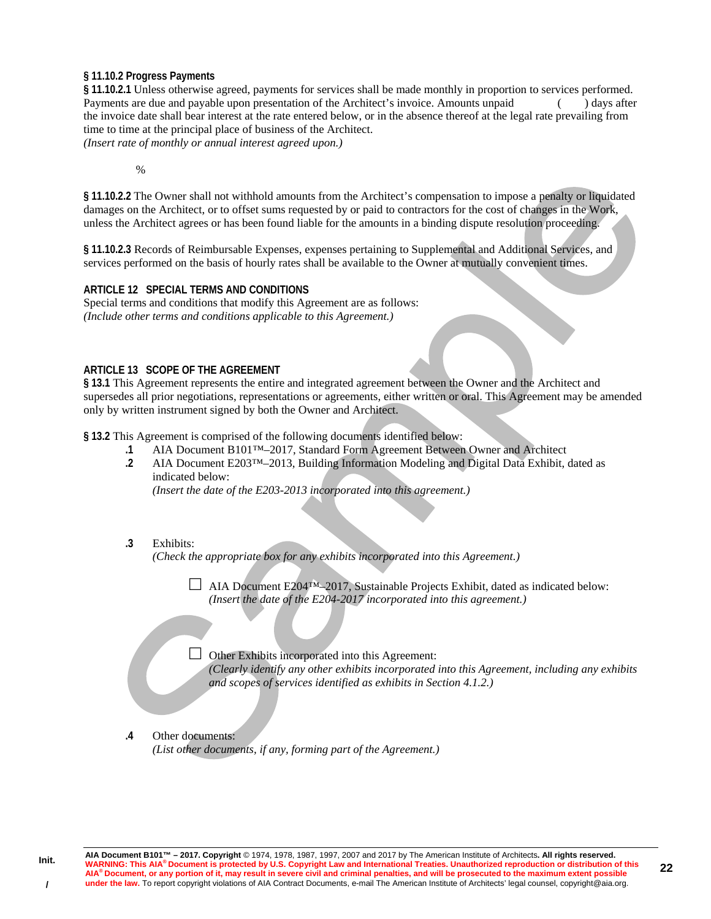**§ 11.10.2 Progress Payments**

**§ 11.10.2.1** Unless otherwise agreed, payments for services shall be made monthly in proportion to services performed. Payments are due and payable upon presentation of the Architect's invoice. Amounts unpaid ( ) days after the invoice date shall bear interest at the rate entered below, or in the absence thereof at the legal rate prevailing from time to time at the principal place of business of the Architect.
*(Insert rate of monthly or annual interest agreed upon.)*

%

**§ 11.10.2.2** The Owner shall not withhold amounts from the Architect's compensation to impose a penalty or liquidated damages on the Architect, or to offset sums requested by or paid to contractors for the cost of changes in the Work, unless the Architect agrees or has been found liable for the amounts in a binding dispute resolution proceeding.

**§ 11.10.2.3** Records of Reimbursable Expenses, expenses pertaining to Supplemental and Additional Services, and services performed on the basis of hourly rates shall be available to the Owner at mutually convenient times.

## ARTICLE 12 SPECIAL TERMS AND CONDITIONS

Special terms and conditions that modify this Agreement are as follows:
*(Include other terms and conditions applicable to this Agreement.)*

## ARTICLE 13 SCOPE OF THE AGREEMENT

**§ 13.1** This Agreement represents the entire and integrated agreement between the Owner and the Architect and supersedes all prior negotiations, representations or agreements, either written or oral. This Agreement may be amended only by written instrument signed by both the Owner and Architect.

**§ 13.2** This Agreement is comprised of the following documents identified below:

**.1** AIA Document B101™–2017, Standard Form Agreement Between Owner and Architect

**.2** AIA Document E203™–2013, Building Information Modeling and Digital Data Exhibit, dated as indicated below:
*(Insert the date of the E203-2013 incorporated into this agreement.)*

**.3** Exhibits:
*(Check the appropriate box for any exhibits incorporated into this Agreement.)*

☐ AIA Document E204™–2017, Sustainable Projects Exhibit, dated as indicated below:
*(Insert the date of the E204-2017 incorporated into this agreement.)*

☐ Other Exhibits incorporated into this Agreement:
*(Clearly identify any other exhibits incorporated into this Agreement, including any exhibits and scopes of services identified as exhibits in Section 4.1.2.)*

**.4** Other documents:
*(List other documents, if any, forming part of the Agreement.)*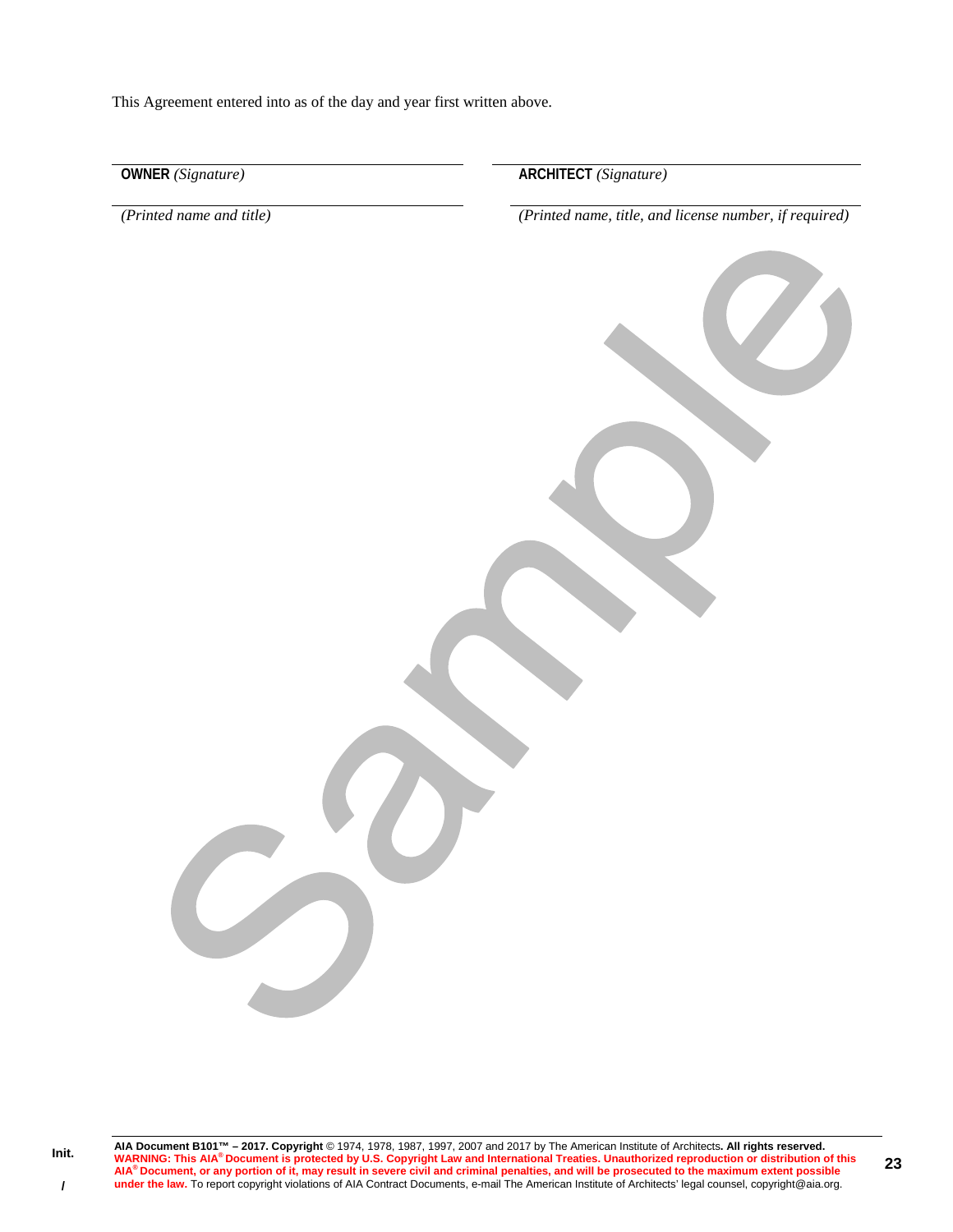This Agreement entered into as of the day and year first written above.

| | |
|---|---|
| **OWNER** *(Signature)* | **ARCHITECT** *(Signature)* |
| *(Printed name and title)* | *(Printed name, title, and license number, if required)* |